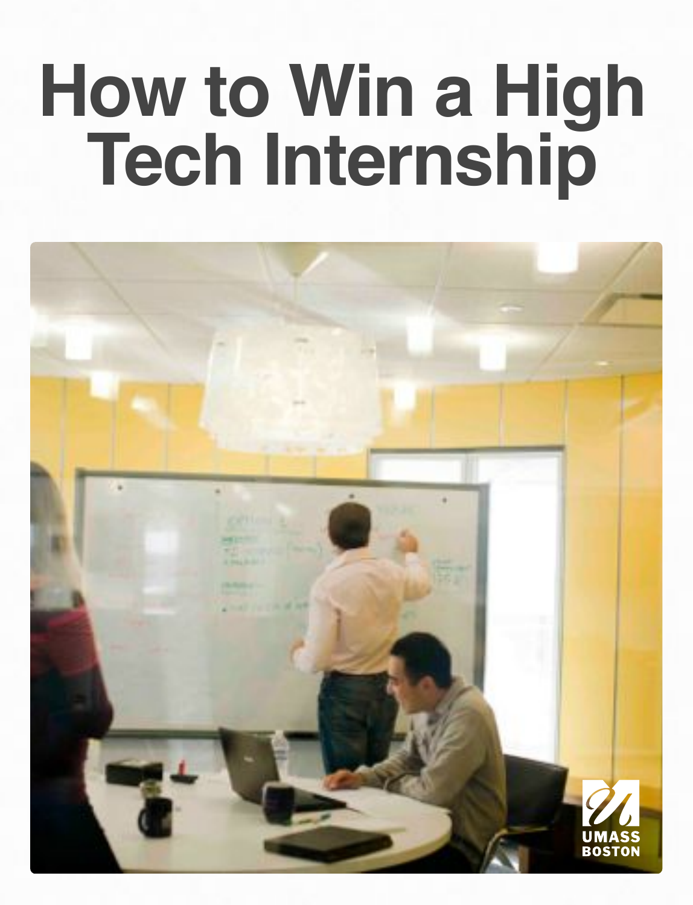# How to Win a High Tech Internship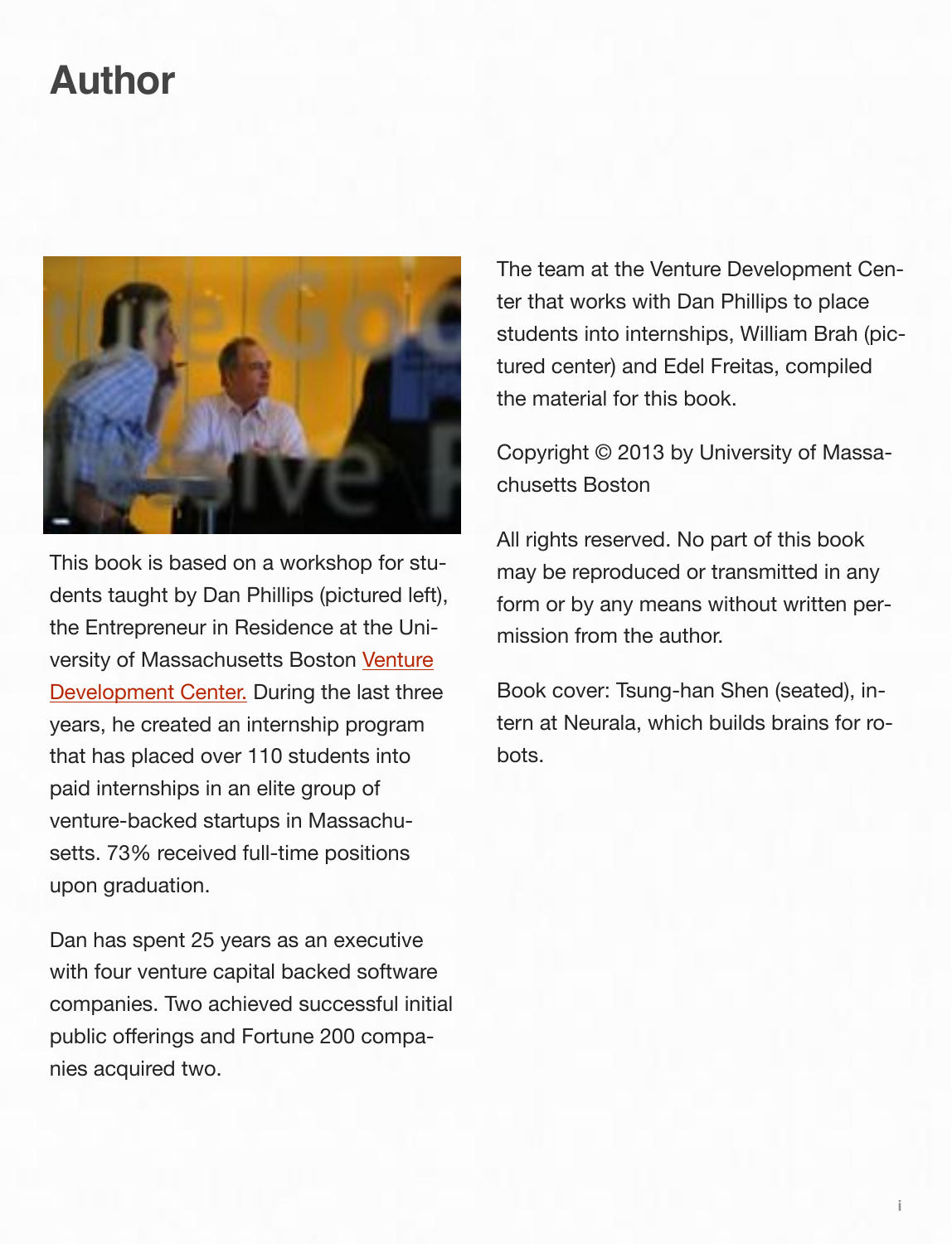# Author

This book is based on a workshop for students taught by Dan Phillips (pictured left), the Entrepreneur in Residence at the University of Massachusetts Boston Venture Development Center. During the last three years, he created an internship program that has placed over 110 students into paid internships in an elite group of venture-backed startups in Massachusetts. 73% received full-time positions upon graduation.

Dan has spent 25 years as an executive with four venture capital backed software companies. Two achieved successful initial public offerings and Fortune 200 companies acquired two.

The team at the Venture Development Center that works with Dan Phillips to place students into internships, William Brah (pictured center) and Edel Freitas, compiled the material for this book.

Copyright © 2013 by University of Massachusetts Boston

All rights reserved. No part of this book may be reproduced or transmitted in any form or by any means without written permission from the author.

Book cover: Tsung-han Shen (seated), intern at Neurala, which builds brains for robots.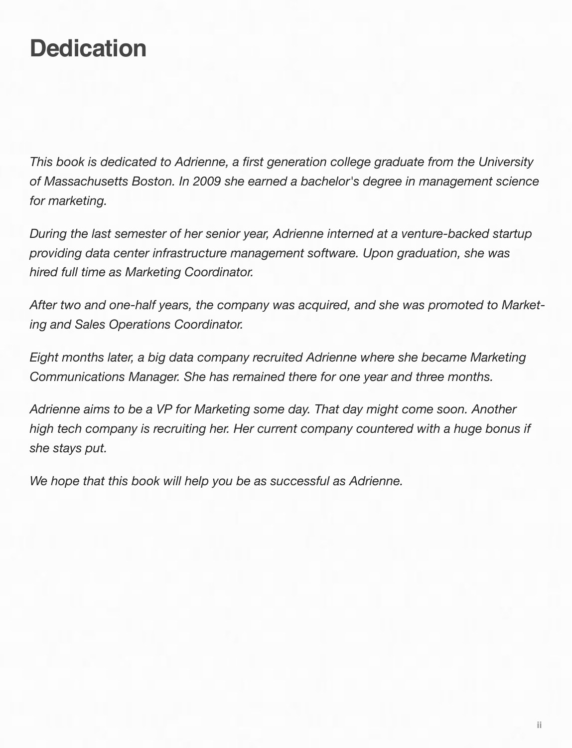# Dedication

*This book is dedicated to Adrienne, a first generation college graduate from the University of Massachusetts Boston. In 2009 she earned a bachelor's degree in management science for marketing.*

*During the last semester of her senior year, Adrienne interned at a venture-backed startup providing data center infrastructure management software. Upon graduation, she was hired full time as Marketing Coordinator.*

*After two and one-half years, the company was acquired, and she was promoted to Marketing and Sales Operations Coordinator.*

*Eight months later, a big data company recruited Adrienne where she became Marketing Communications Manager. She has remained there for one year and three months.*

*Adrienne aims to be a VP for Marketing some day. That day might come soon. Another high tech company is recruiting her. Her current company countered with a huge bonus if she stays put.*

*We hope that this book will help you be as successful as Adrienne.*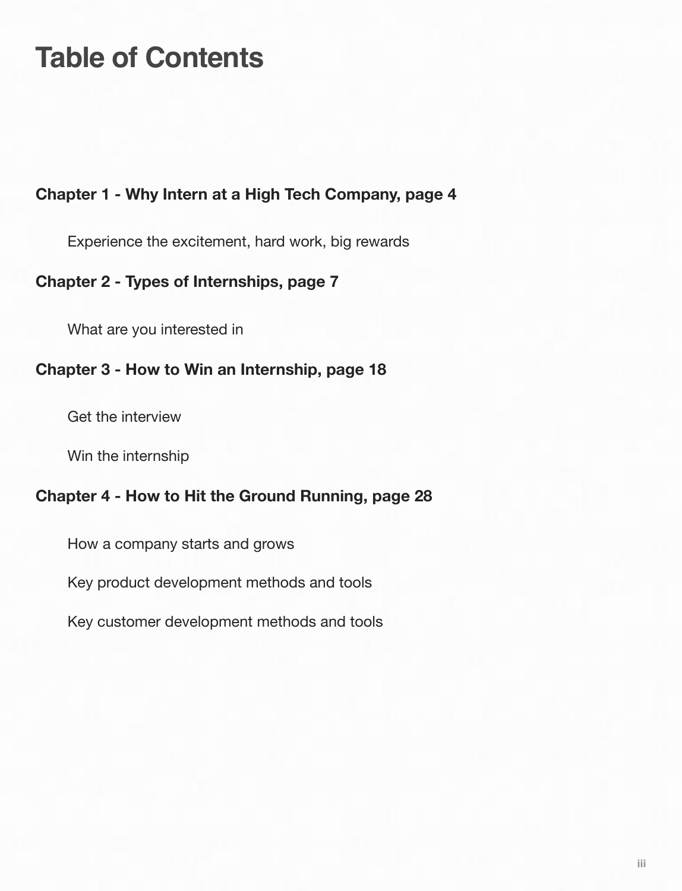# Table of Contents

**Chapter 1 - Why Intern at a High Tech Company, page 4**

Experience the excitement, hard work, big rewards

**Chapter 2 - Types of Internships, page 7**

What are you interested in

**Chapter 3 - How to Win an Internship, page 18**

Get the interview

Win the internship

**Chapter 4 - How to Hit the Ground Running, page 28**

How a company starts and grows

Key product development methods and tools

Key customer development methods and tools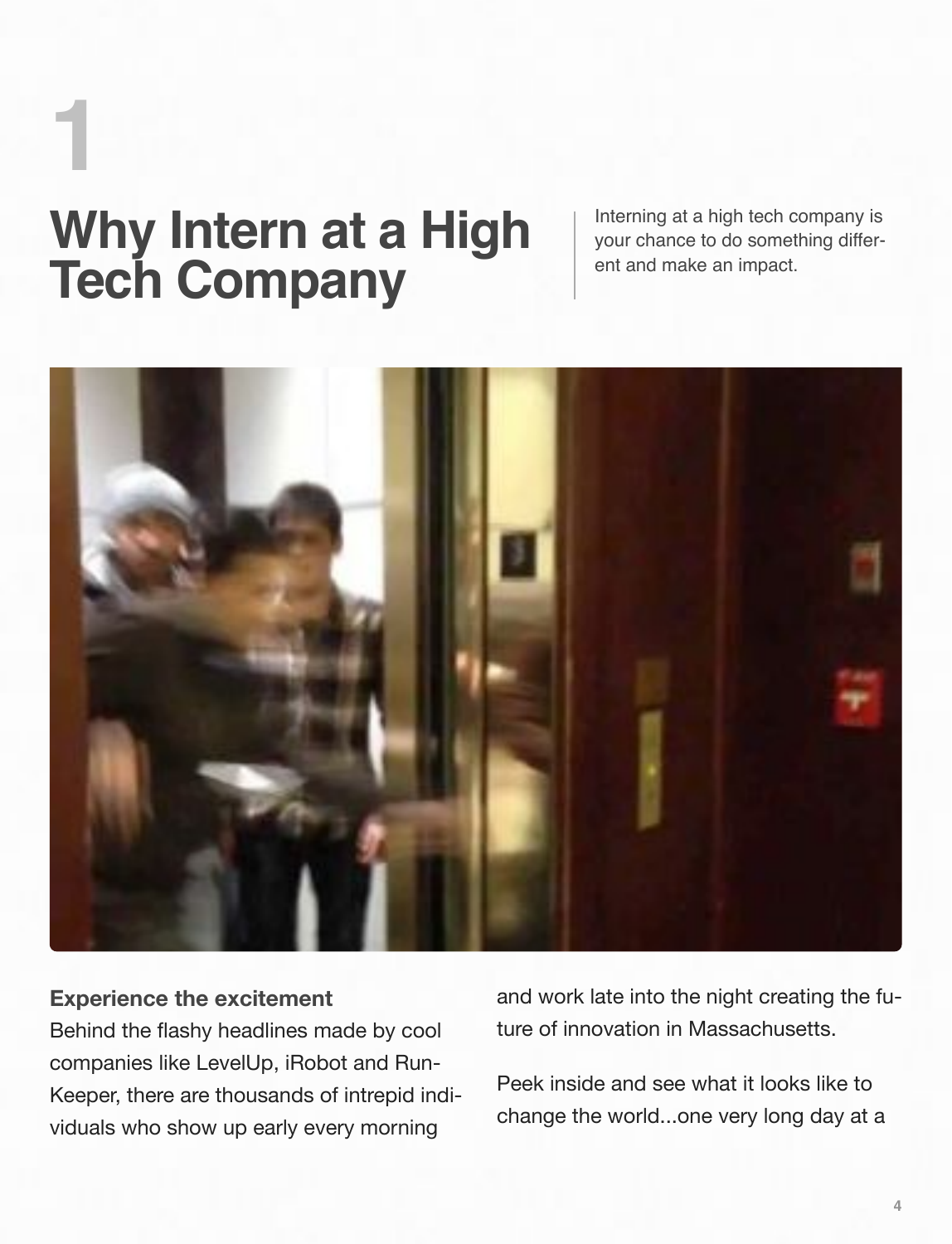# 1

# Why Intern at a High Tech Company

Interning at a high tech company is your chance to do something different and make an impact.

**Experience the excitement**

Behind the flashy headlines made by cool companies like LevelUp, iRobot and RunKeeper, there are thousands of intrepid individuals who show up early every morning and work late into the night creating the future of innovation in Massachusetts.

Peek inside and see what it looks like to change the world...one very long day at a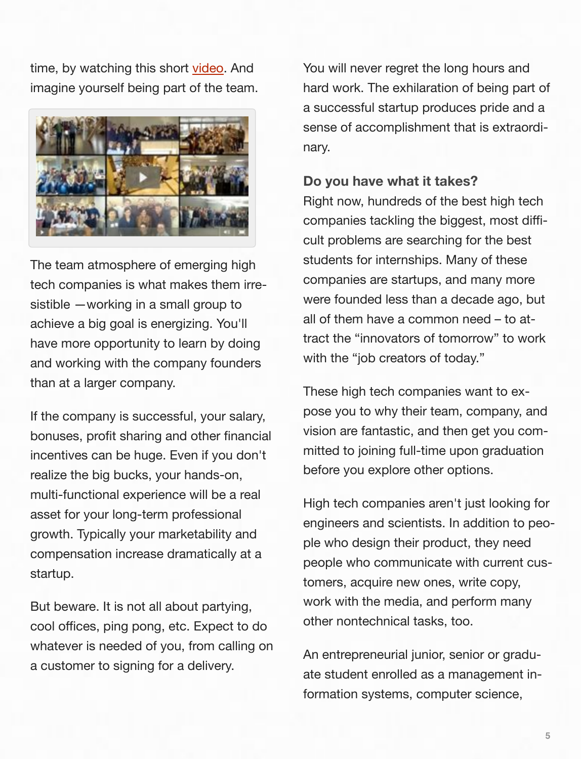time, by watching this short video. And imagine yourself being part of the team.

The team atmosphere of emerging high tech companies is what makes them irresistible —working in a small group to achieve a big goal is energizing. You'll have more opportunity to learn by doing and working with the company founders than at a larger company.

If the company is successful, your salary, bonuses, profit sharing and other financial incentives can be huge. Even if you don't realize the big bucks, your hands-on, multi-functional experience will be a real asset for your long-term professional growth. Typically your marketability and compensation increase dramatically at a startup.

But beware. It is not all about partying, cool offices, ping pong, etc. Expect to do whatever is needed of you, from calling on a customer to signing for a delivery.

You will never regret the long hours and hard work. The exhilaration of being part of a successful startup produces pride and a sense of accomplishment that is extraordinary.

**Do you have what it takes?**

Right now, hundreds of the best high tech companies tackling the biggest, most difficult problems are searching for the best students for internships. Many of these companies are startups, and many more were founded less than a decade ago, but all of them have a common need – to attract the "innovators of tomorrow" to work with the "job creators of today."

These high tech companies want to expose you to why their team, company, and vision are fantastic, and then get you committed to joining full-time upon graduation before you explore other options.

High tech companies aren't just looking for engineers and scientists. In addition to people who design their product, they need people who communicate with current customers, acquire new ones, write copy, work with the media, and perform many other nontechnical tasks, too.

An entrepreneurial junior, senior or graduate student enrolled as a management information systems, computer science,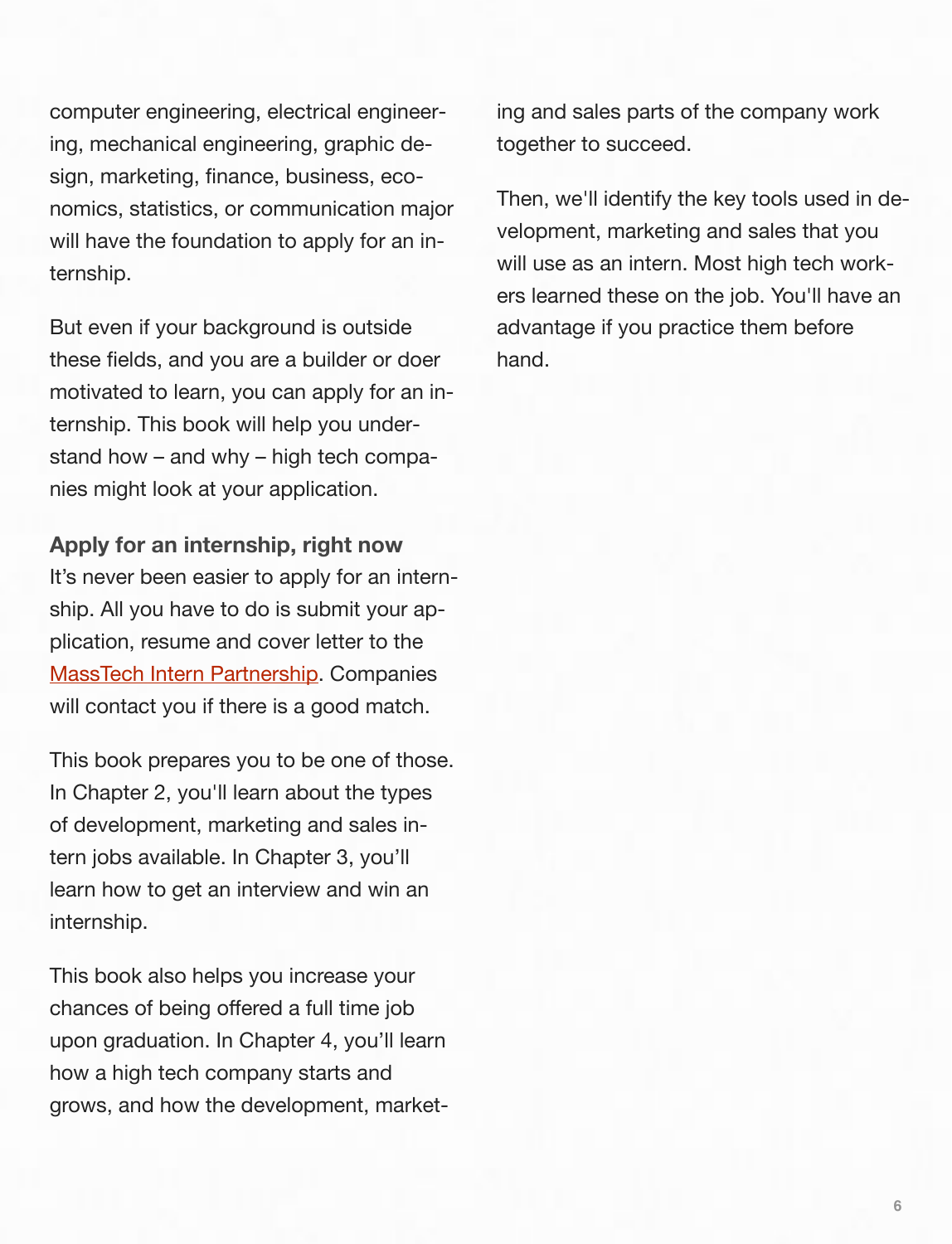computer engineering, electrical engineering, mechanical engineering, graphic design, marketing, finance, business, economics, statistics, or communication major will have the foundation to apply for an internship.

But even if your background is outside these fields, and you are a builder or doer motivated to learn, you can apply for an internship. This book will help you understand how – and why – high tech companies might look at your application.

**Apply for an internship, right now**

It's never been easier to apply for an internship. All you have to do is submit your application, resume and cover letter to the [MassTech Intern Partnership](). Companies will contact you if there is a good match.

This book prepares you to be one of those. In Chapter 2, you'll learn about the types of development, marketing and sales intern jobs available. In Chapter 3, you'll learn how to get an interview and win an internship.

This book also helps you increase your chances of being offered a full time job upon graduation. In Chapter 4, you'll learn how a high tech company starts and grows, and how the development, marketing and sales parts of the company work together to succeed.

Then, we'll identify the key tools used in development, marketing and sales that you will use as an intern. Most high tech workers learned these on the job. You'll have an advantage if you practice them before hand.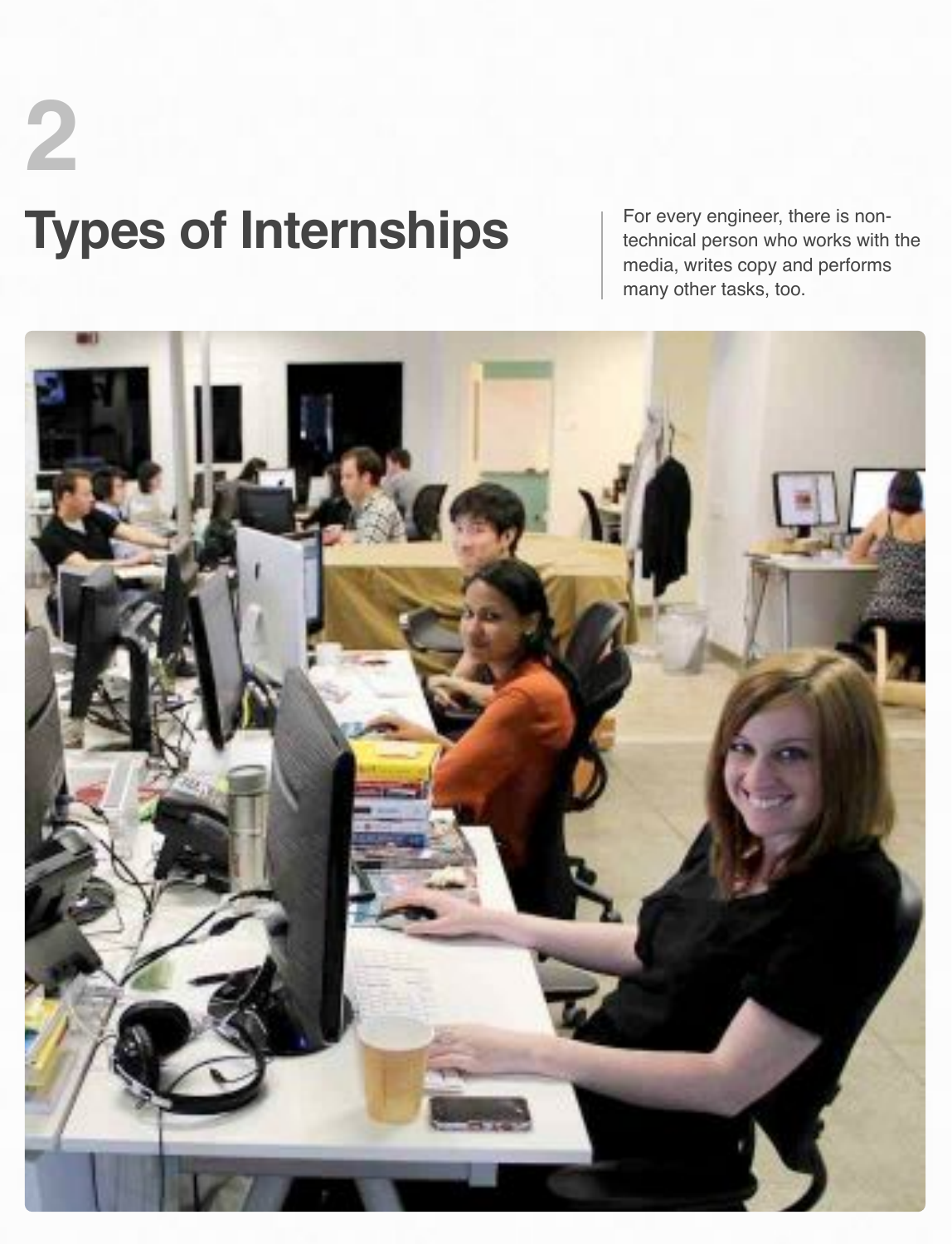# 2

# Types of Internships

For every engineer, there is non-technical person who works with the media, writes copy and performs many other tasks, too.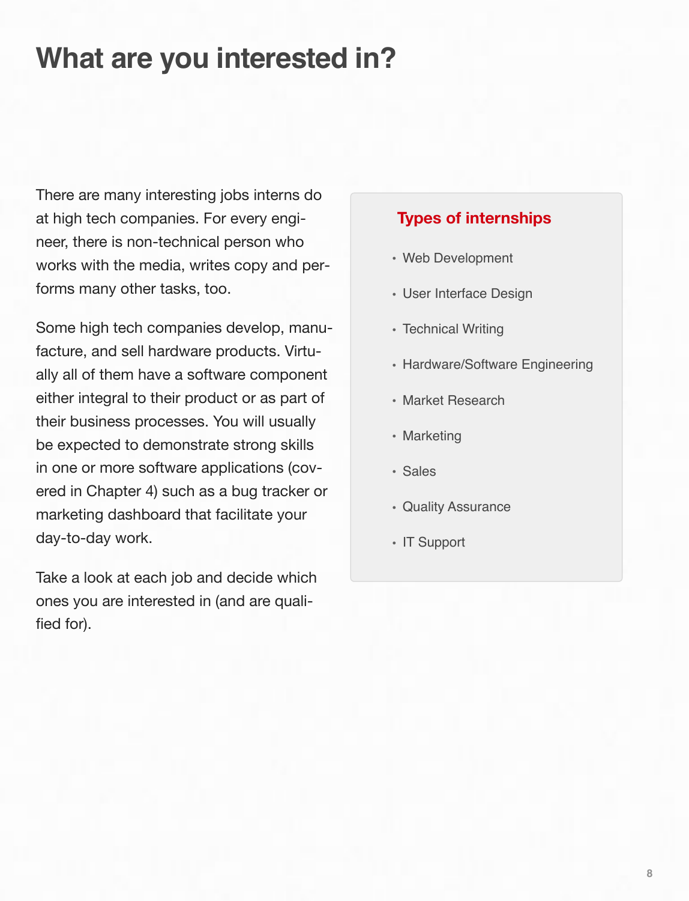# What are you interested in?

There are many interesting jobs interns do at high tech companies. For every engineer, there is non-technical person who works with the media, writes copy and performs many other tasks, too.

Some high tech companies develop, manufacture, and sell hardware products. Virtually all of them have a software component either integral to their product or as part of their business processes. You will usually be expected to demonstrate strong skills in one or more software applications (covered in Chapter 4) such as a bug tracker or marketing dashboard that facilitate your day-to-day work.

Take a look at each job and decide which ones you are interested in (and are qualified for).

## Types of internships

- Web Development
- User Interface Design
- Technical Writing
- Hardware/Software Engineering
- Market Research
- Marketing
- Sales
- Quality Assurance
- IT Support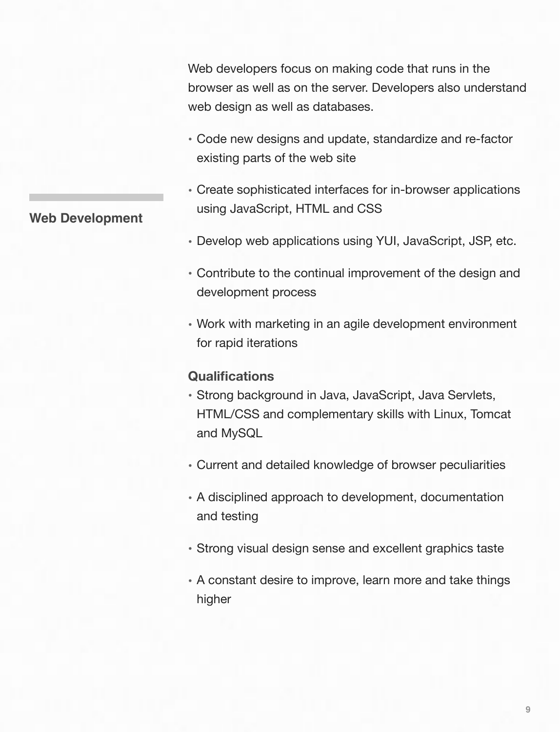## Web Development

Web developers focus on making code that runs in the browser as well as on the server. Developers also understand web design as well as databases.

- Code new designs and update, standardize and re-factor existing parts of the web site
- Create sophisticated interfaces for in-browser applications using JavaScript, HTML and CSS
- Develop web applications using YUI, JavaScript, JSP, etc.
- Contribute to the continual improvement of the design and development process
- Work with marketing in an agile development environment for rapid iterations

### Qualifications

- Strong background in Java, JavaScript, Java Servlets, HTML/CSS and complementary skills with Linux, Tomcat and MySQL
- Current and detailed knowledge of browser peculiarities
- A disciplined approach to development, documentation and testing
- Strong visual design sense and excellent graphics taste
- A constant desire to improve, learn more and take things higher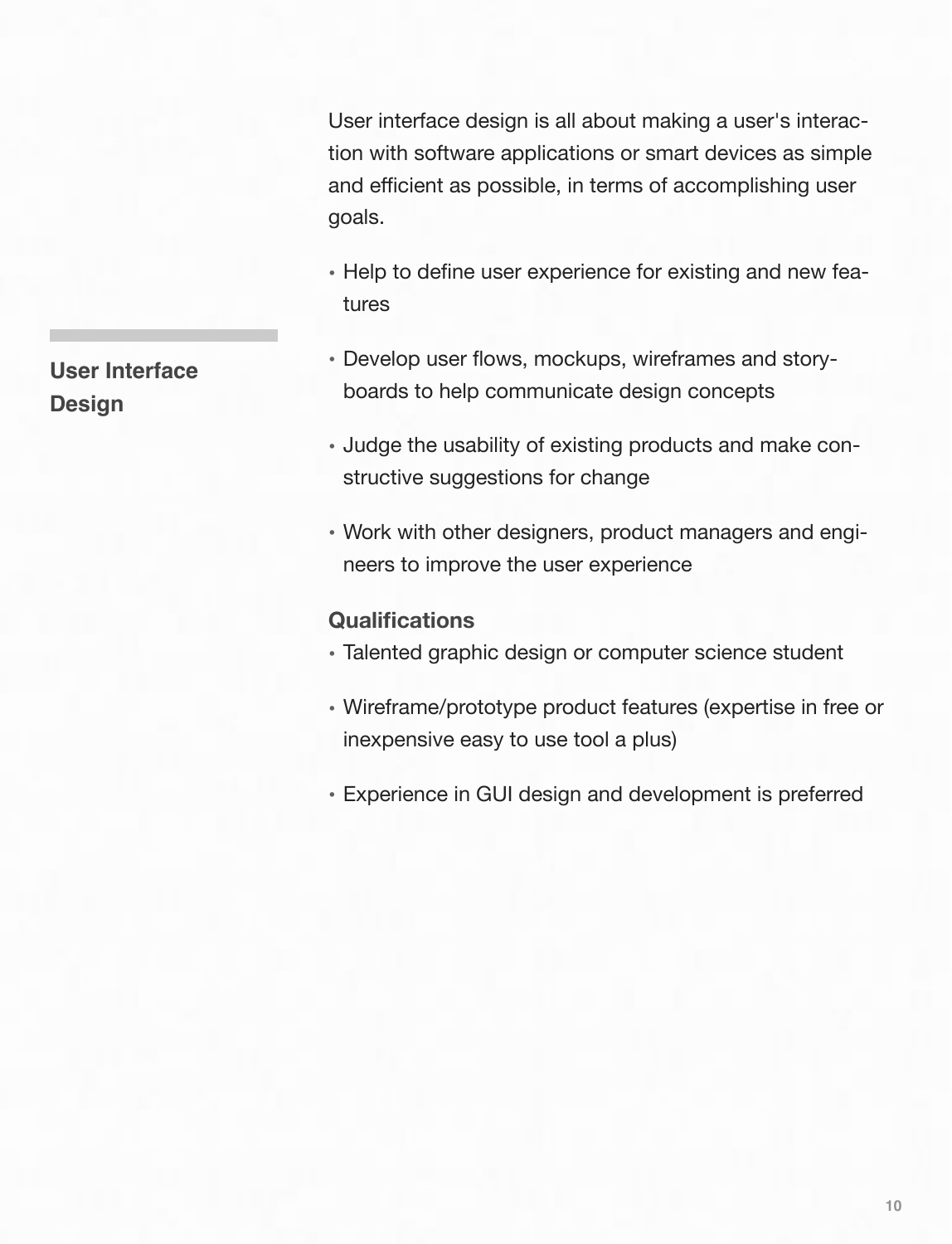## User Interface Design

User interface design is all about making a user's interaction with software applications or smart devices as simple and efficient as possible, in terms of accomplishing user goals.

- Help to define user experience for existing and new features
- Develop user flows, mockups, wireframes and storyboards to help communicate design concepts
- Judge the usability of existing products and make constructive suggestions for change
- Work with other designers, product managers and engineers to improve the user experience

**Qualifications**

- Talented graphic design or computer science student
- Wireframe/prototype product features (expertise in free or inexpensive easy to use tool a plus)
- Experience in GUI design and development is preferred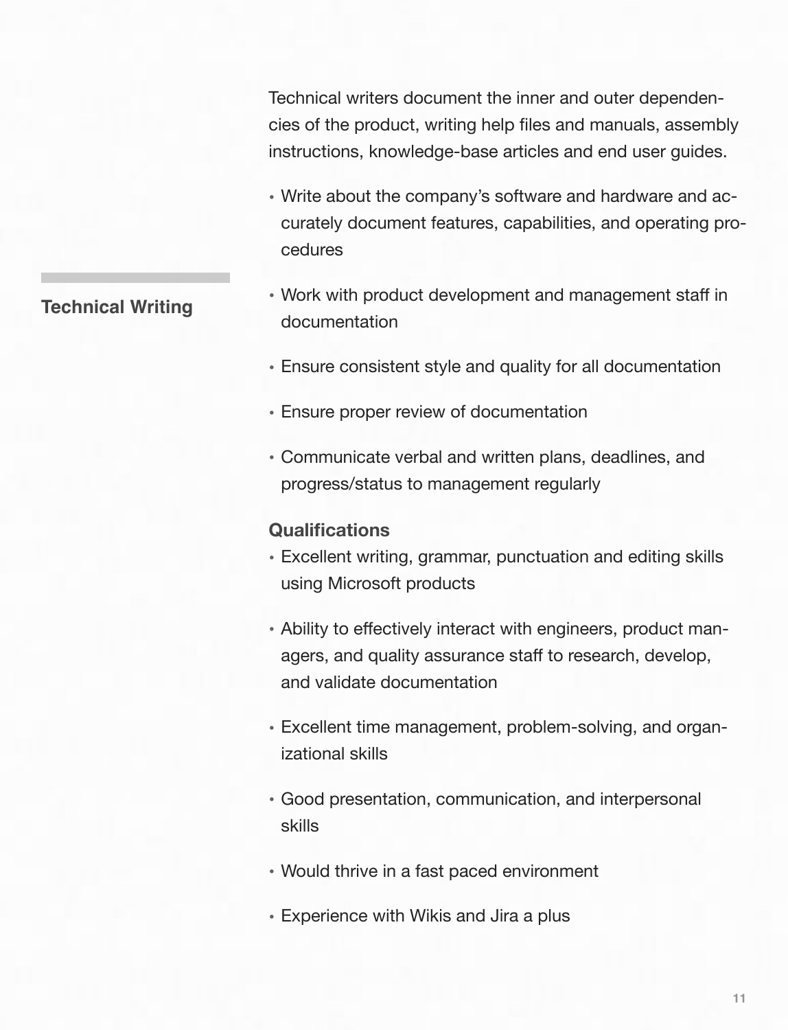## Technical Writing

Technical writers document the inner and outer dependencies of the product, writing help files and manuals, assembly instructions, knowledge-base articles and end user guides.

- Write about the company's software and hardware and accurately document features, capabilities, and operating procedures
- Work with product development and management staff in documentation
- Ensure consistent style and quality for all documentation
- Ensure proper review of documentation
- Communicate verbal and written plans, deadlines, and progress/status to management regularly

### Qualifications

- Excellent writing, grammar, punctuation and editing skills using Microsoft products
- Ability to effectively interact with engineers, product managers, and quality assurance staff to research, develop, and validate documentation
- Excellent time management, problem-solving, and organizational skills
- Good presentation, communication, and interpersonal skills
- Would thrive in a fast paced environment
- Experience with Wikis and Jira a plus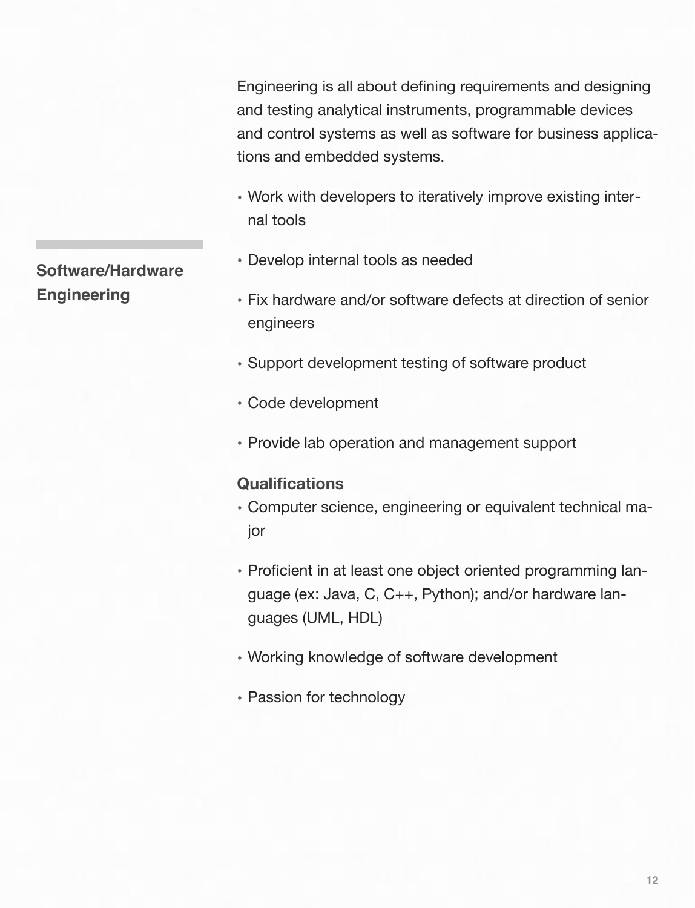## Software/Hardware Engineering

Engineering is all about defining requirements and designing and testing analytical instruments, programmable devices and control systems as well as software for business applications and embedded systems.

- Work with developers to iteratively improve existing internal tools
- Develop internal tools as needed
- Fix hardware and/or software defects at direction of senior engineers
- Support development testing of software product
- Code development
- Provide lab operation and management support

**Qualifications**

- Computer science, engineering or equivalent technical major
- Proficient in at least one object oriented programming language (ex: Java, C, C++, Python); and/or hardware languages (UML, HDL)
- Working knowledge of software development
- Passion for technology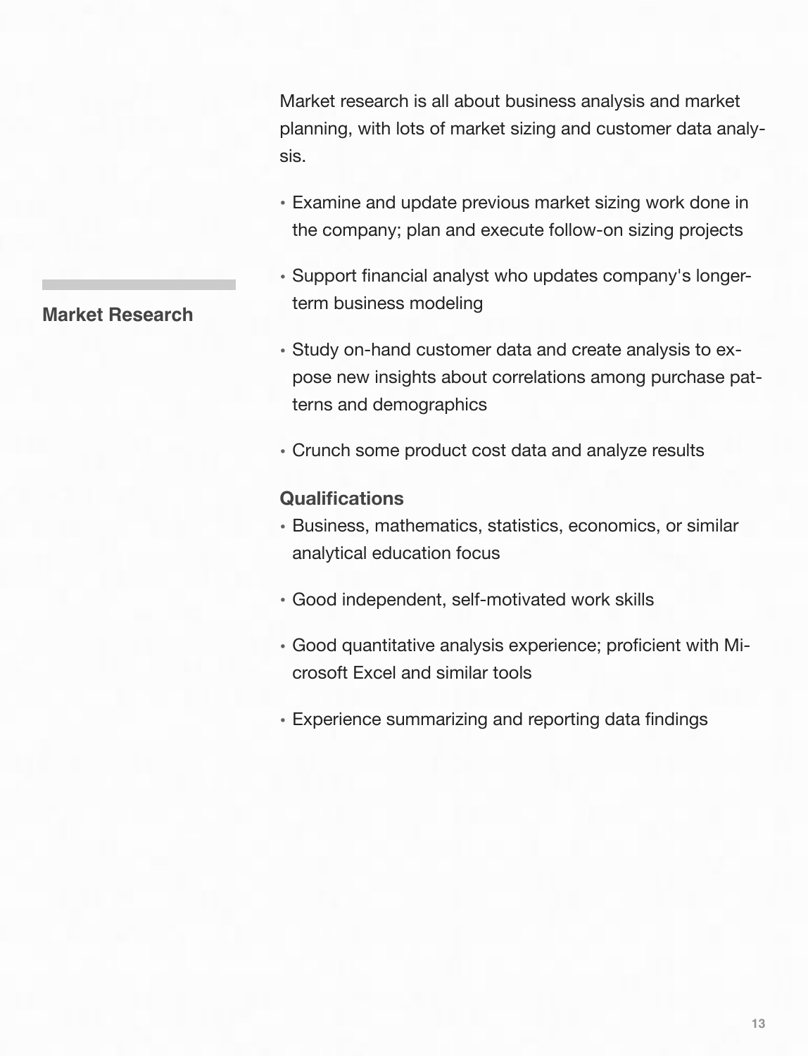## Market Research

Market research is all about business analysis and market planning, with lots of market sizing and customer data analysis.

- Examine and update previous market sizing work done in the company; plan and execute follow-on sizing projects
- Support financial analyst who updates company's longer-term business modeling
- Study on-hand customer data and create analysis to expose new insights about correlations among purchase patterns and demographics
- Crunch some product cost data and analyze results

### Qualifications

- Business, mathematics, statistics, economics, or similar analytical education focus
- Good independent, self-motivated work skills
- Good quantitative analysis experience; proficient with Microsoft Excel and similar tools
- Experience summarizing and reporting data findings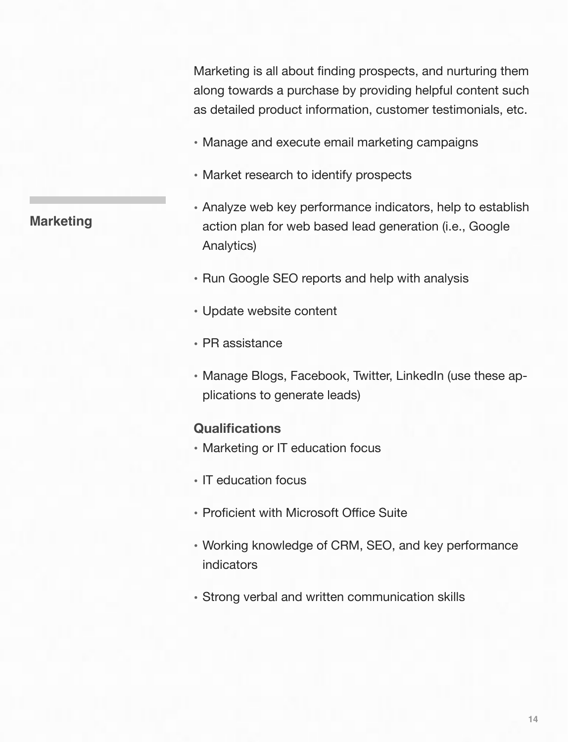## Marketing

Marketing is all about finding prospects, and nurturing them along towards a purchase by providing helpful content such as detailed product information, customer testimonials, etc.

- Manage and execute email marketing campaigns
- Market research to identify prospects
- Analyze web key performance indicators, help to establish action plan for web based lead generation (i.e., Google Analytics)
- Run Google SEO reports and help with analysis
- Update website content
- PR assistance
- Manage Blogs, Facebook, Twitter, LinkedIn (use these applications to generate leads)

### Qualifications

- Marketing or IT education focus
- IT education focus
- Proficient with Microsoft Office Suite
- Working knowledge of CRM, SEO, and key performance indicators
- Strong verbal and written communication skills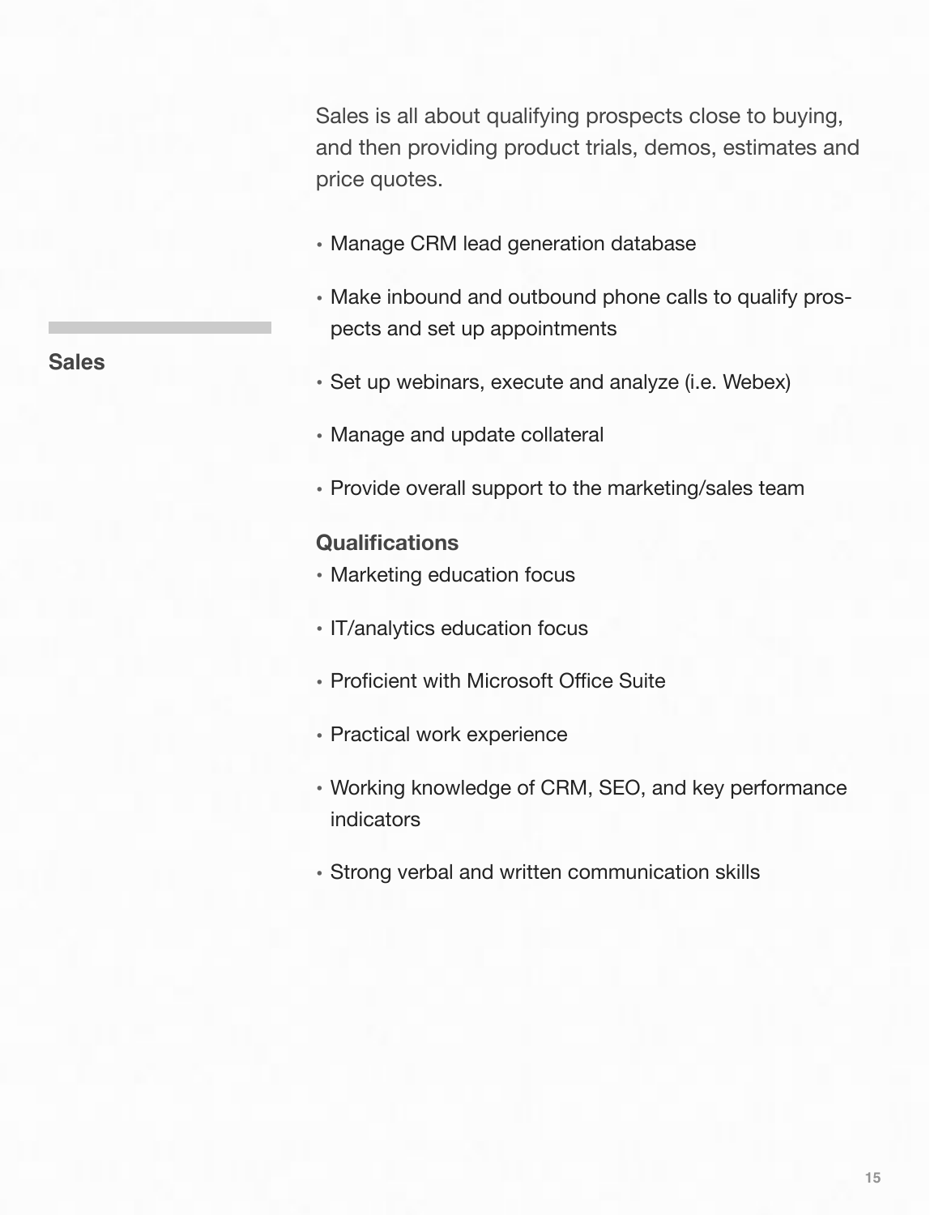## Sales

Sales is all about qualifying prospects close to buying, and then providing product trials, demos, estimates and price quotes.

- Manage CRM lead generation database
- Make inbound and outbound phone calls to qualify prospects and set up appointments
- Set up webinars, execute and analyze (i.e. Webex)
- Manage and update collateral
- Provide overall support to the marketing/sales team

**Qualifications**

- Marketing education focus
- IT/analytics education focus
- Proficient with Microsoft Office Suite
- Practical work experience
- Working knowledge of CRM, SEO, and key performance indicators
- Strong verbal and written communication skills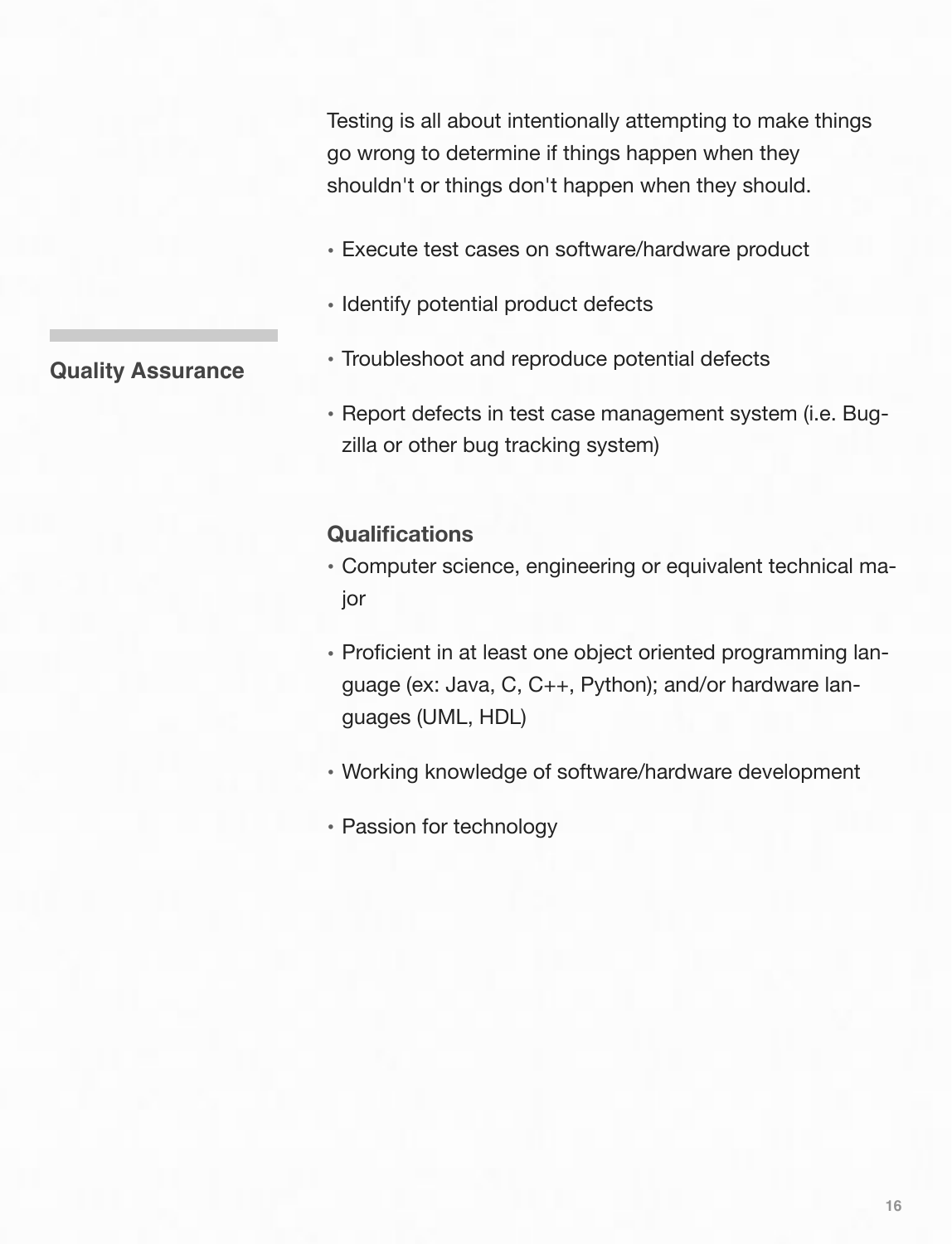## Quality Assurance

Testing is all about intentionally attempting to make things go wrong to determine if things happen when they shouldn't or things don't happen when they should.

- Execute test cases on software/hardware product
- Identify potential product defects
- Troubleshoot and reproduce potential defects
- Report defects in test case management system (i.e. Bugzilla or other bug tracking system)

### Qualifications

- Computer science, engineering or equivalent technical major
- Proficient in at least one object oriented programming language (ex: Java, C, C++, Python); and/or hardware languages (UML, HDL)
- Working knowledge of software/hardware development
- Passion for technology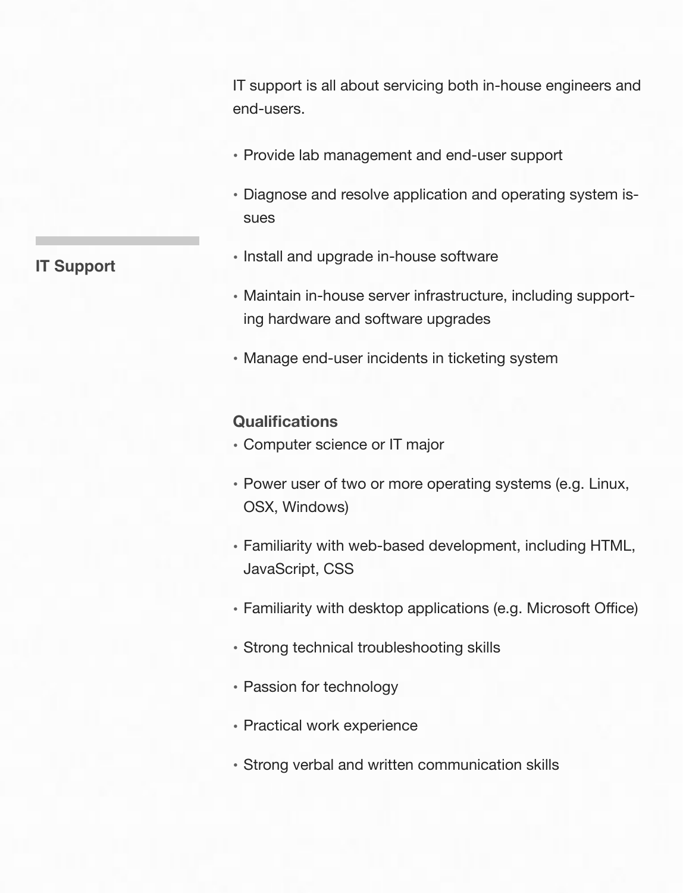## IT Support

IT support is all about servicing both in-house engineers and end-users.

- Provide lab management and end-user support
- Diagnose and resolve application and operating system issues
- Install and upgrade in-house software
- Maintain in-house server infrastructure, including supporting hardware and software upgrades
- Manage end-user incidents in ticketing system

**Qualifications**

- Computer science or IT major
- Power user of two or more operating systems (e.g. Linux, OSX, Windows)
- Familiarity with web-based development, including HTML, JavaScript, CSS
- Familiarity with desktop applications (e.g. Microsoft Office)
- Strong technical troubleshooting skills
- Passion for technology
- Practical work experience
- Strong verbal and written communication skills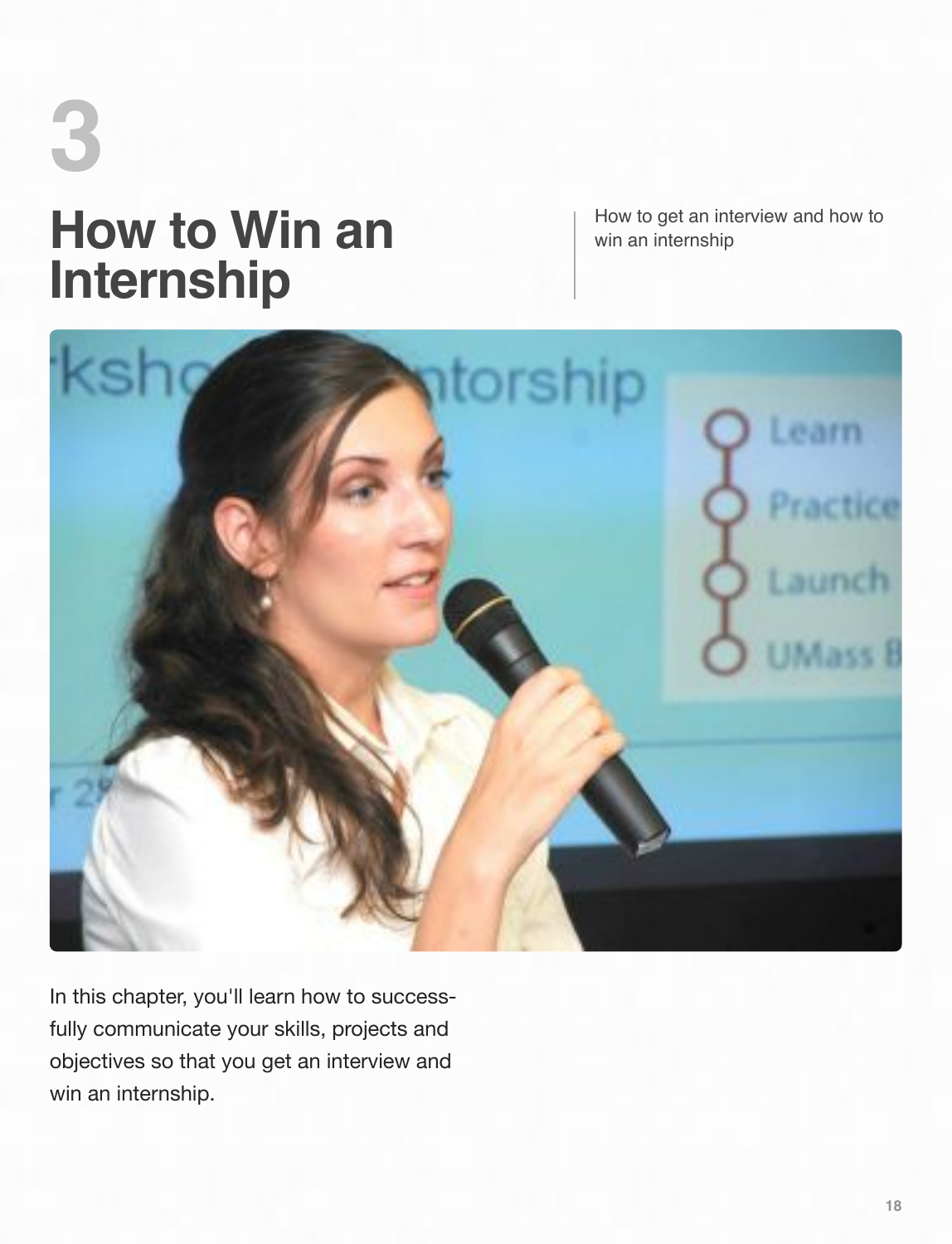3

# How to Win an Internship

How to get an interview and how to win an internship

In this chapter, you'll learn how to successfully communicate your skills, projects and objectives so that you get an interview and win an internship.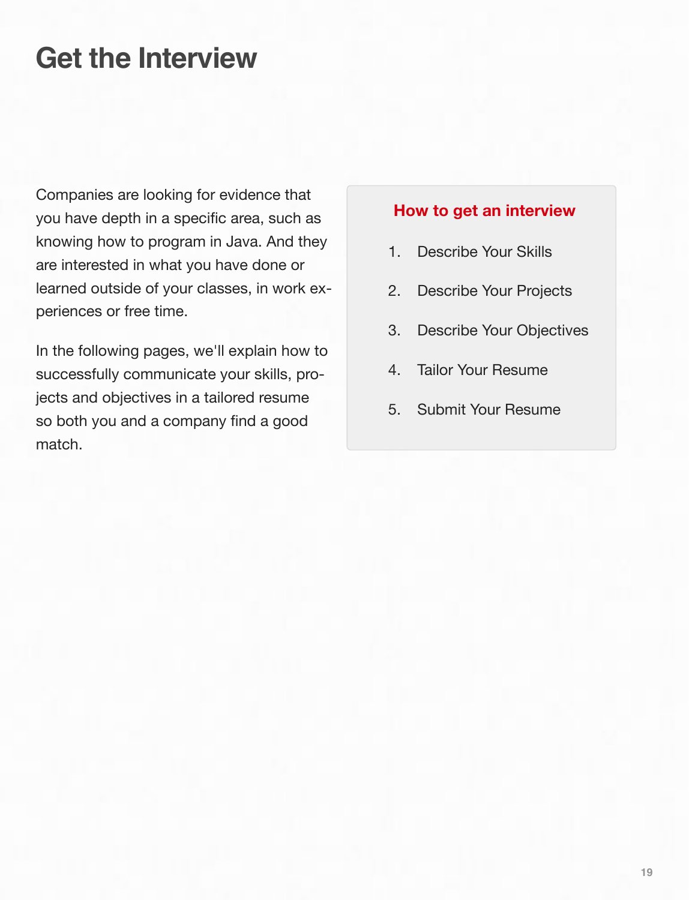# Get the Interview

Companies are looking for evidence that you have depth in a specific area, such as knowing how to program in Java. And they are interested in what you have done or learned outside of your classes, in work experiences or free time.

In the following pages, we'll explain how to successfully communicate your skills, projects and objectives in a tailored resume so both you and a company find a good match.

**How to get an interview**

1. Describe Your Skills
2. Describe Your Projects
3. Describe Your Objectives
4. Tailor Your Resume
5. Submit Your Resume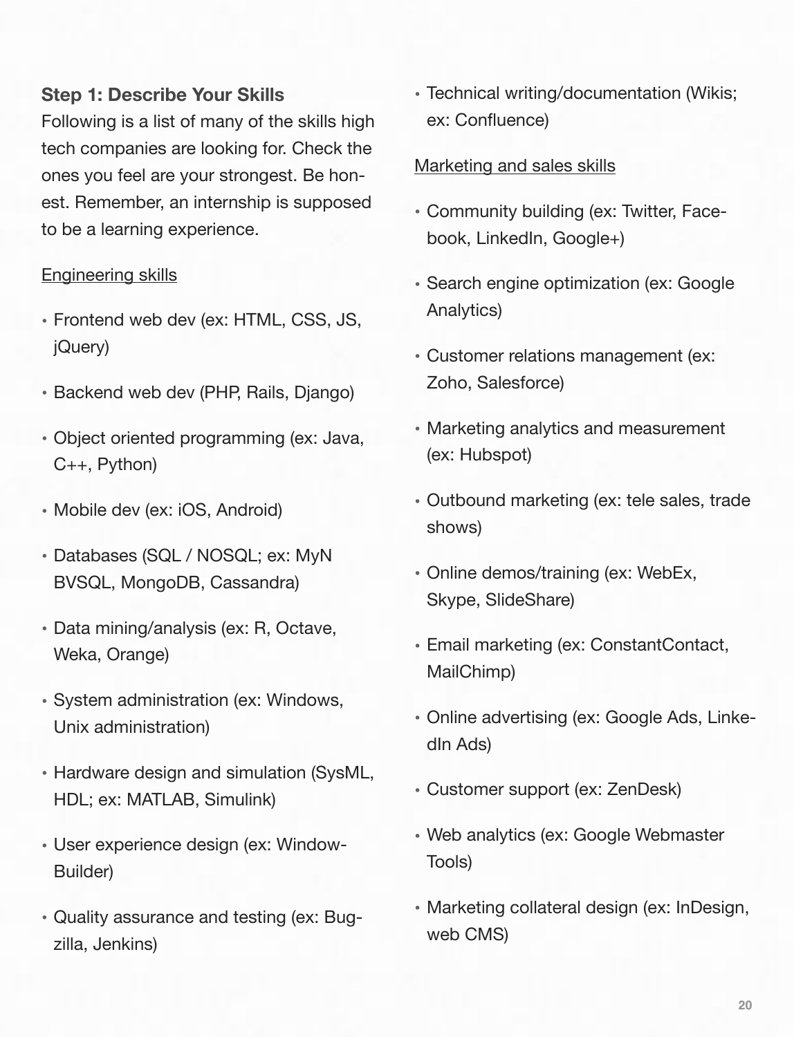**Step 1: Describe Your Skills**

Following is a list of many of the skills high tech companies are looking for. Check the ones you feel are your strongest. Be honest. Remember, an internship is supposed to be a learning experience.

Engineering skills

- Frontend web dev (ex: HTML, CSS, JS, jQuery)
- Backend web dev (PHP, Rails, Django)
- Object oriented programming (ex: Java, C++, Python)
- Mobile dev (ex: iOS, Android)
- Databases (SQL / NOSQL; ex: MyN BVSQL, MongoDB, Cassandra)
- Data mining/analysis (ex: R, Octave, Weka, Orange)
- System administration (ex: Windows, Unix administration)
- Hardware design and simulation (SysML, HDL; ex: MATLAB, Simulink)
- User experience design (ex: WindowBuilder)
- Quality assurance and testing (ex: Bugzilla, Jenkins)
- Technical writing/documentation (Wikis; ex: Confluence)

Marketing and sales skills

- Community building (ex: Twitter, Facebook, LinkedIn, Google+)
- Search engine optimization (ex: Google Analytics)
- Customer relations management (ex: Zoho, Salesforce)
- Marketing analytics and measurement (ex: Hubspot)
- Outbound marketing (ex: tele sales, trade shows)
- Online demos/training (ex: WebEx, Skype, SlideShare)
- Email marketing (ex: ConstantContact, MailChimp)
- Online advertising (ex: Google Ads, LinkedIn Ads)
- Customer support (ex: ZenDesk)
- Web analytics (ex: Google Webmaster Tools)
- Marketing collateral design (ex: InDesign, web CMS)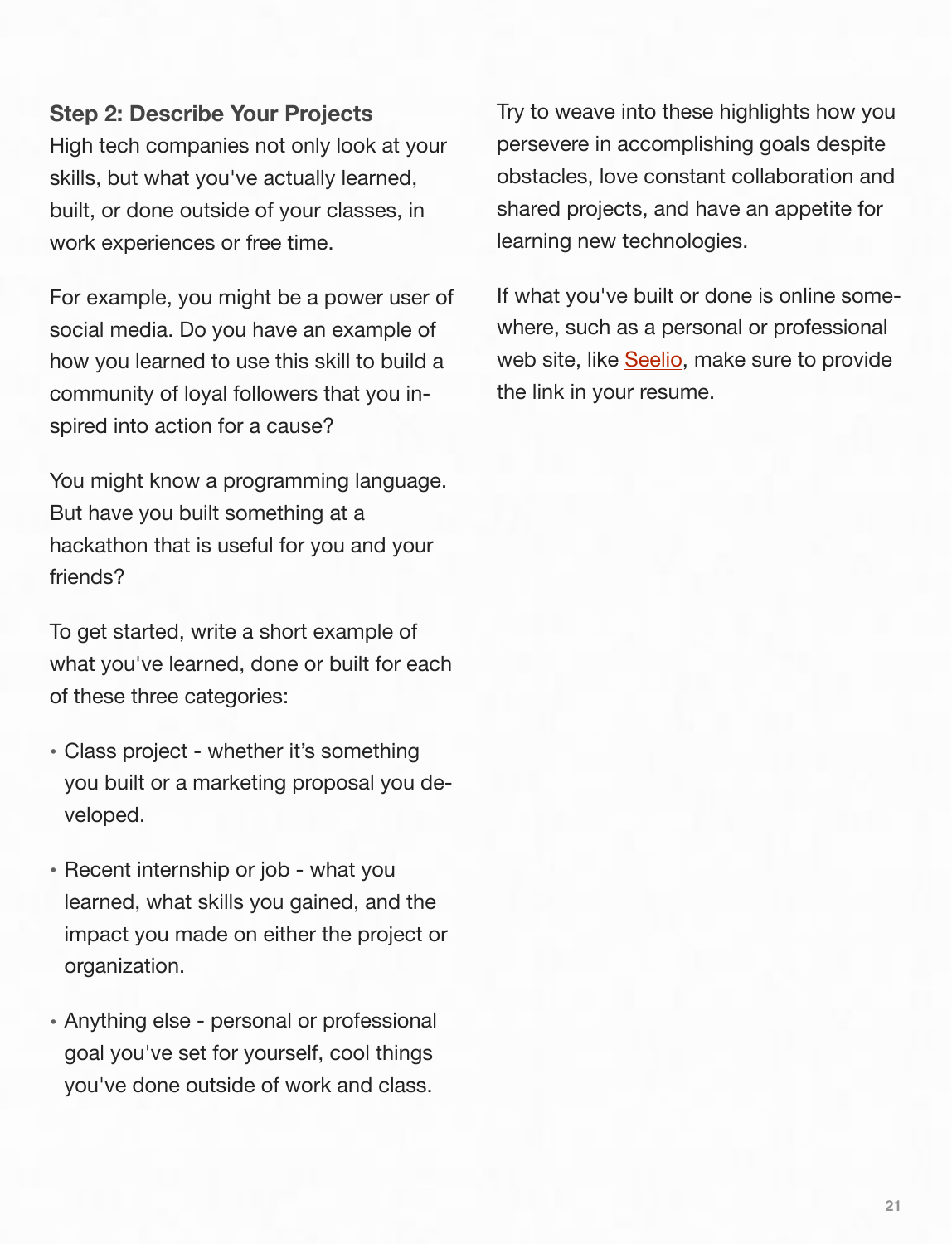### Step 2: Describe Your Projects

High tech companies not only look at your skills, but what you've actually learned, built, or done outside of your classes, in work experiences or free time.

For example, you might be a power user of social media. Do you have an example of how you learned to use this skill to build a community of loyal followers that you inspired into action for a cause?

You might know a programming language. But have you built something at a hackathon that is useful for you and your friends?

To get started, write a short example of what you've learned, done or built for each of these three categories:

- Class project - whether it's something you built or a marketing proposal you developed.
- Recent internship or job - what you learned, what skills you gained, and the impact you made on either the project or organization.
- Anything else - personal or professional goal you've set for yourself, cool things you've done outside of work and class.

Try to weave into these highlights how you persevere in accomplishing goals despite obstacles, love constant collaboration and shared projects, and have an appetite for learning new technologies.

If what you've built or done is online somewhere, such as a personal or professional web site, like Seelio, make sure to provide the link in your resume.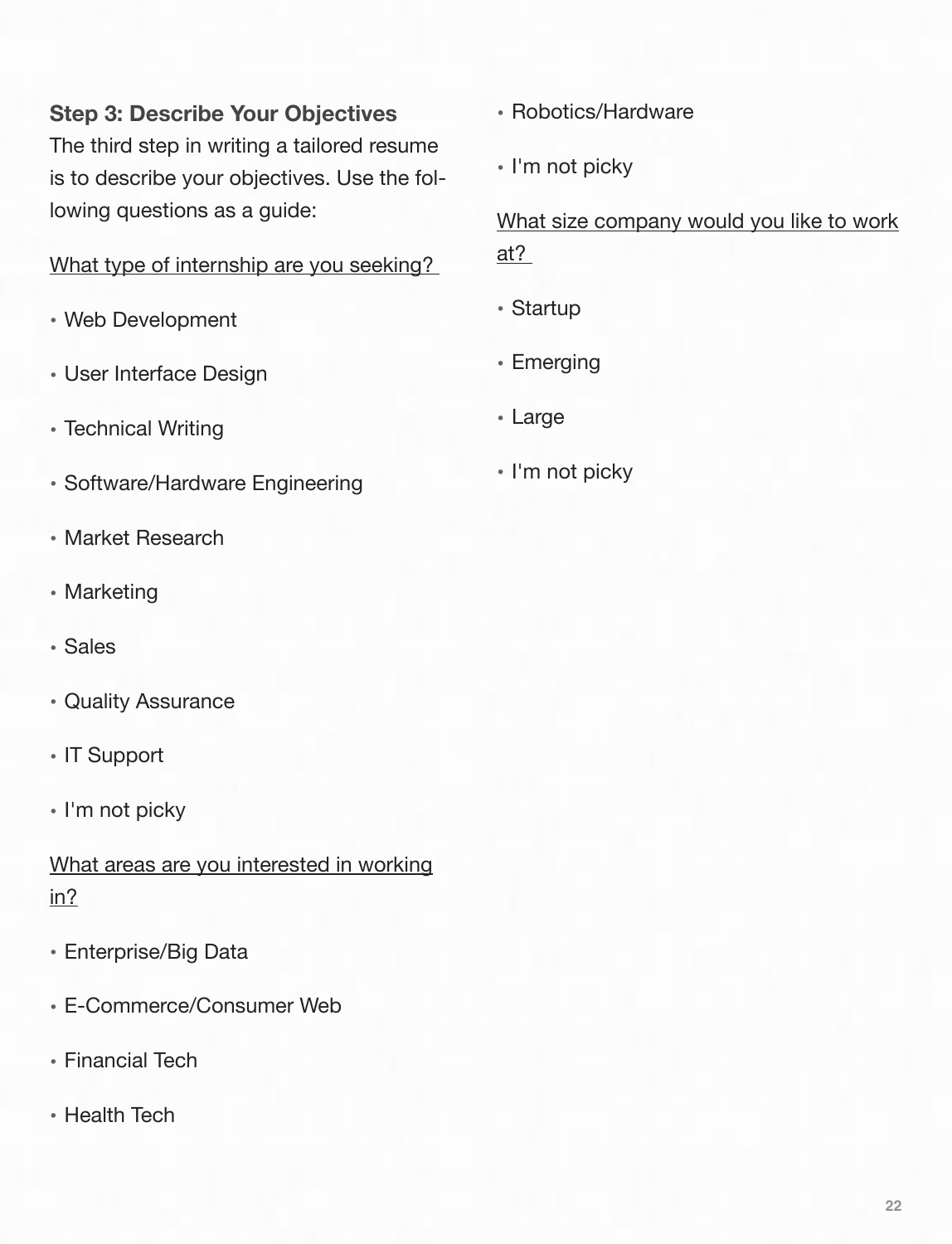### Step 3: Describe Your Objectives

The third step in writing a tailored resume is to describe your objectives. Use the following questions as a guide:

What type of internship are you seeking?

- Web Development
- User Interface Design
- Technical Writing
- Software/Hardware Engineering
- Market Research
- Marketing
- Sales
- Quality Assurance
- IT Support
- I'm not picky

What areas are you interested in working in?

- Enterprise/Big Data
- E-Commerce/Consumer Web
- Financial Tech
- Health Tech
- Robotics/Hardware
- I'm not picky

What size company would you like to work at?

- Startup
- Emerging
- Large
- I'm not picky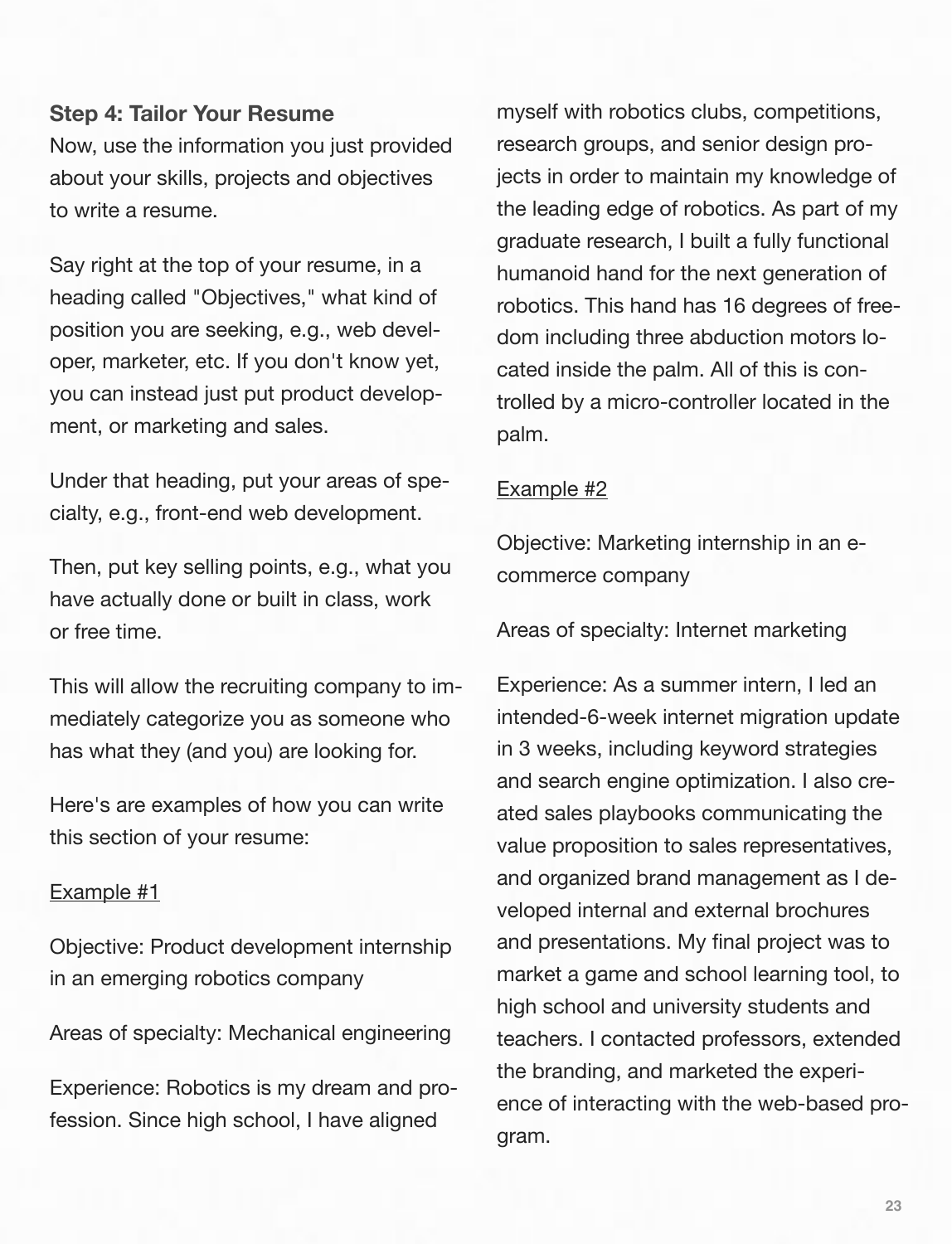### Step 4: Tailor Your Resume

Now, use the information you just provided about your skills, projects and objectives to write a resume.

Say right at the top of your resume, in a heading called "Objectives," what kind of position you are seeking, e.g., web developer, marketer, etc. If you don't know yet, you can instead just put product development, or marketing and sales.

Under that heading, put your areas of specialty, e.g., front-end web development.

Then, put key selling points, e.g., what you have actually done or built in class, work or free time.

This will allow the recruiting company to immediately categorize you as someone who has what they (and you) are looking for.

Here's are examples of how you can write this section of your resume:

<u>Example #1</u>

Objective: Product development internship in an emerging robotics company

Areas of specialty: Mechanical engineering

Experience: Robotics is my dream and profession. Since high school, I have aligned myself with robotics clubs, competitions, research groups, and senior design projects in order to maintain my knowledge of the leading edge of robotics. As part of my graduate research, I built a fully functional humanoid hand for the next generation of robotics. This hand has 16 degrees of freedom including three abduction motors located inside the palm. All of this is controlled by a micro-controller located in the palm.

<u>Example #2</u>

Objective: Marketing internship in an e-commerce company

Areas of specialty: Internet marketing

Experience: As a summer intern, I led an intended-6-week internet migration update in 3 weeks, including keyword strategies and search engine optimization. I also created sales playbooks communicating the value proposition to sales representatives, and organized brand management as I developed internal and external brochures and presentations. My final project was to market a game and school learning tool, to high school and university students and teachers. I contacted professors, extended the branding, and marketed the experience of interacting with the web-based program.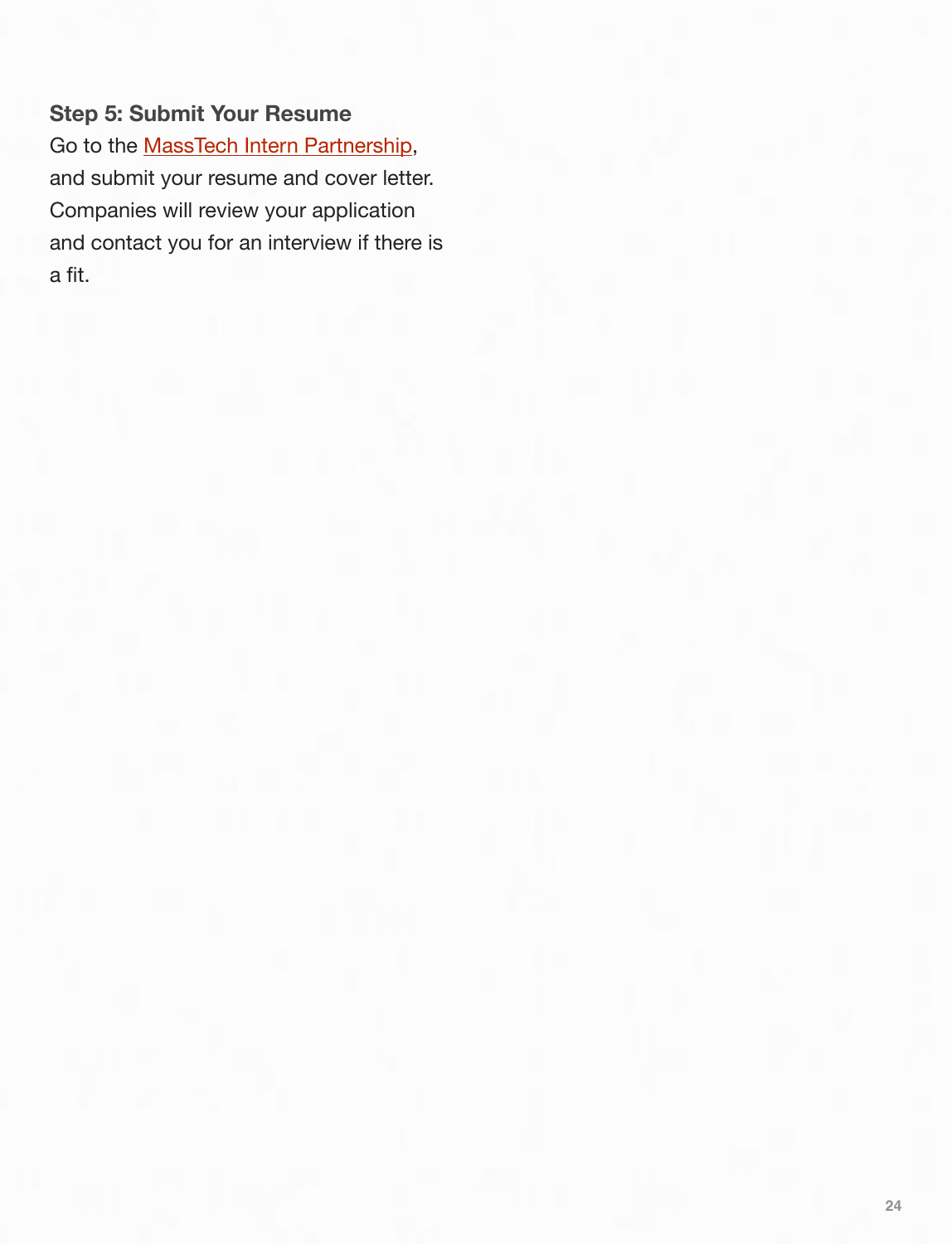### Step 5: Submit Your Resume

Go to the MassTech Intern Partnership, and submit your resume and cover letter. Companies will review your application and contact you for an interview if there is a fit.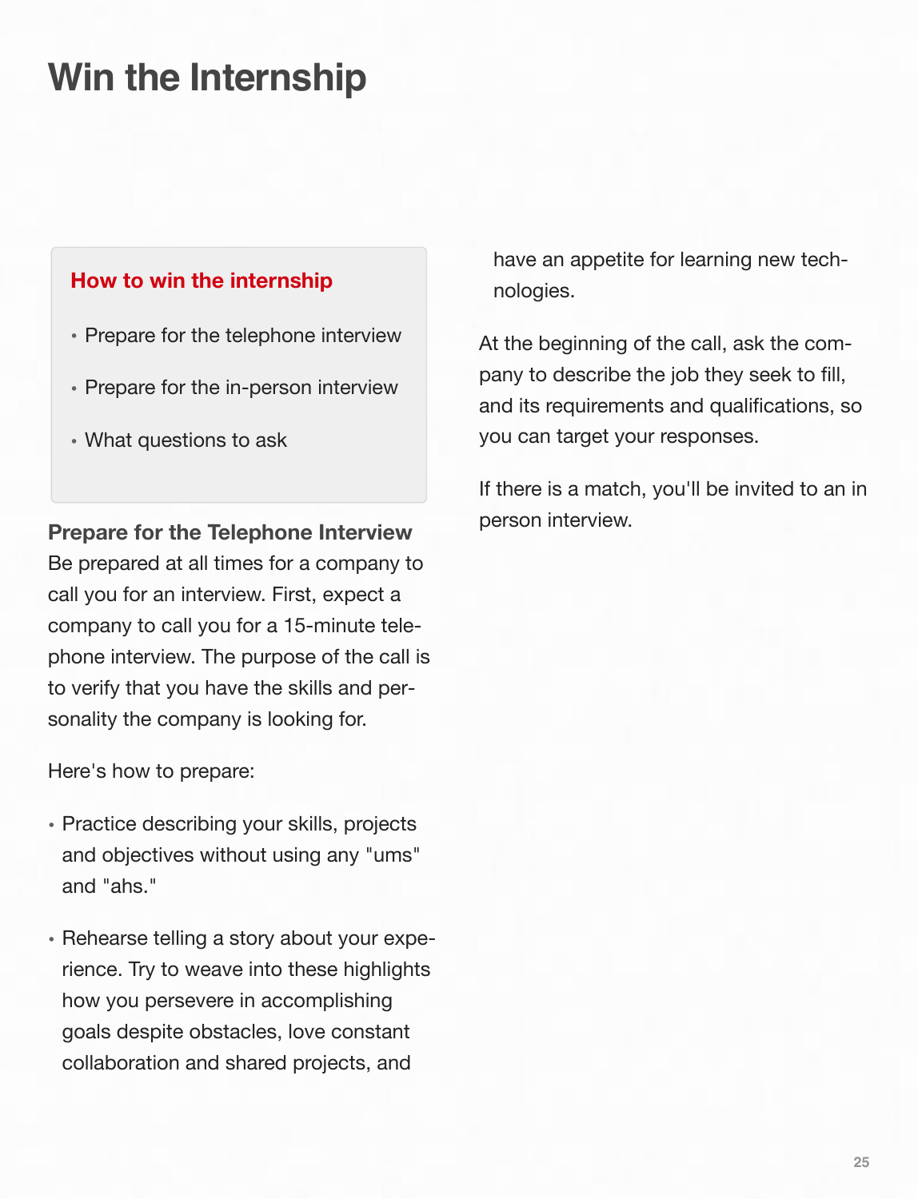# Win the Internship

**How to win the internship**

- Prepare for the telephone interview
- Prepare for the in-person interview
- What questions to ask

**Prepare for the Telephone Interview**
Be prepared at all times for a company to call you for an interview. First, expect a company to call you for a 15-minute telephone interview. The purpose of the call is to verify that you have the skills and personality the company is looking for.

Here's how to prepare:

- Practice describing your skills, projects and objectives without using any "ums" and "ahs."
- Rehearse telling a story about your experience. Try to weave into these highlights how you persevere in accomplishing goals despite obstacles, love constant collaboration and shared projects, and have an appetite for learning new technologies.

At the beginning of the call, ask the company to describe the job they seek to fill, and its requirements and qualifications, so you can target your responses.

If there is a match, you'll be invited to an in person interview.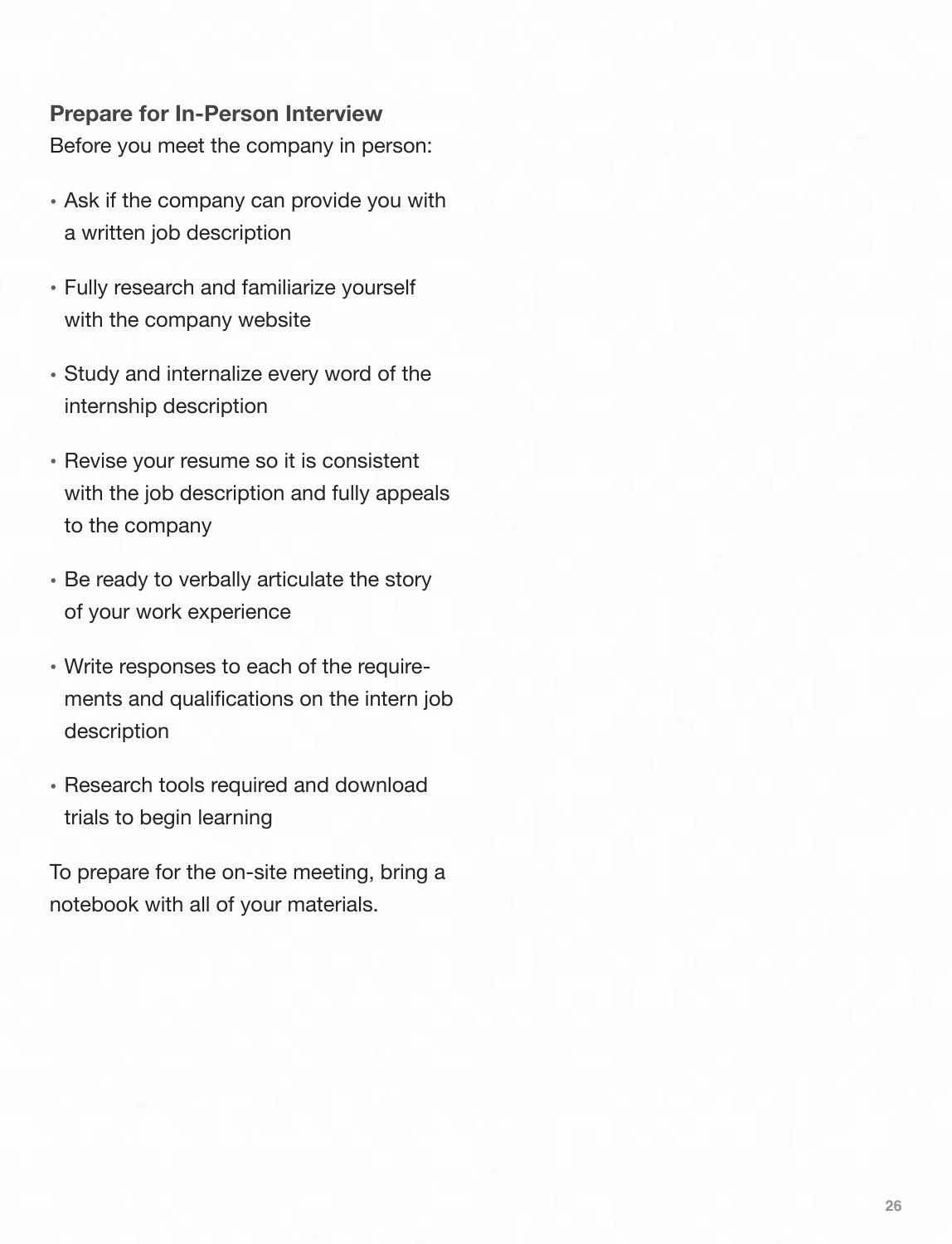**Prepare for In-Person Interview**

Before you meet the company in person:

- Ask if the company can provide you with a written job description
- Fully research and familiarize yourself with the company website
- Study and internalize every word of the internship description
- Revise your resume so it is consistent with the job description and fully appeals to the company
- Be ready to verbally articulate the story of your work experience
- Write responses to each of the requirements and qualifications on the intern job description
- Research tools required and download trials to begin learning

To prepare for the on-site meeting, bring a notebook with all of your materials.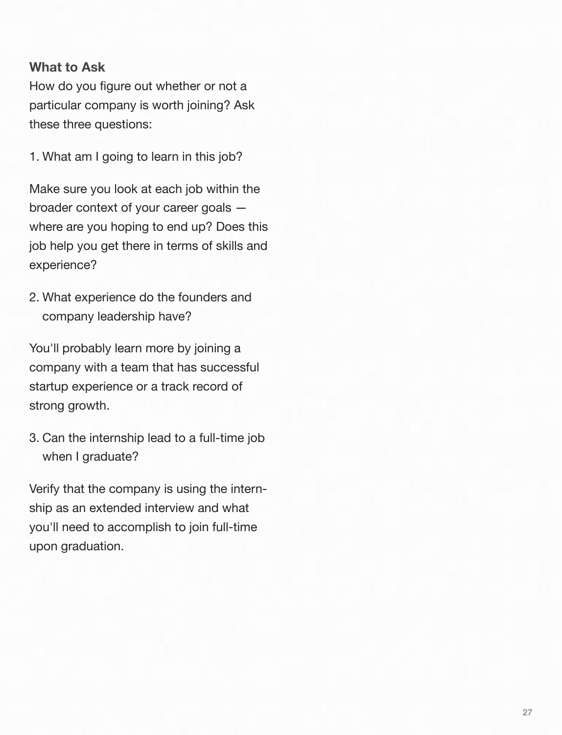### What to Ask

How do you figure out whether or not a particular company is worth joining? Ask these three questions:

1. What am I going to learn in this job?

Make sure you look at each job within the broader context of your career goals — where are you hoping to end up? Does this job help you get there in terms of skills and experience?

2. What experience do the founders and company leadership have?

You'll probably learn more by joining a company with a team that has successful startup experience or a track record of strong growth.

3. Can the internship lead to a full-time job when I graduate?

Verify that the company is using the internship as an extended interview and what you'll need to accomplish to join full-time upon graduation.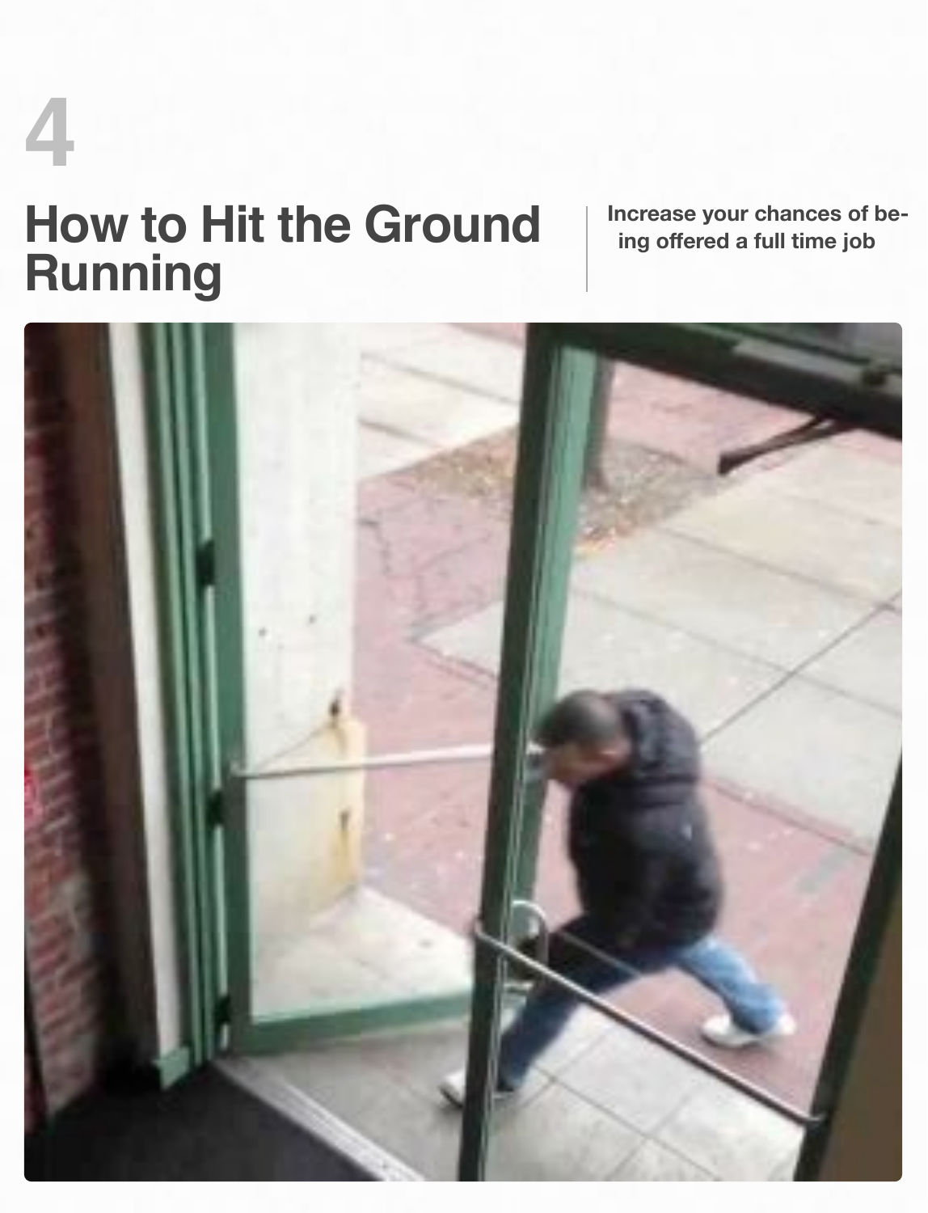4

# How to Hit the Ground Running

**Increase your chances of being offered a full time job**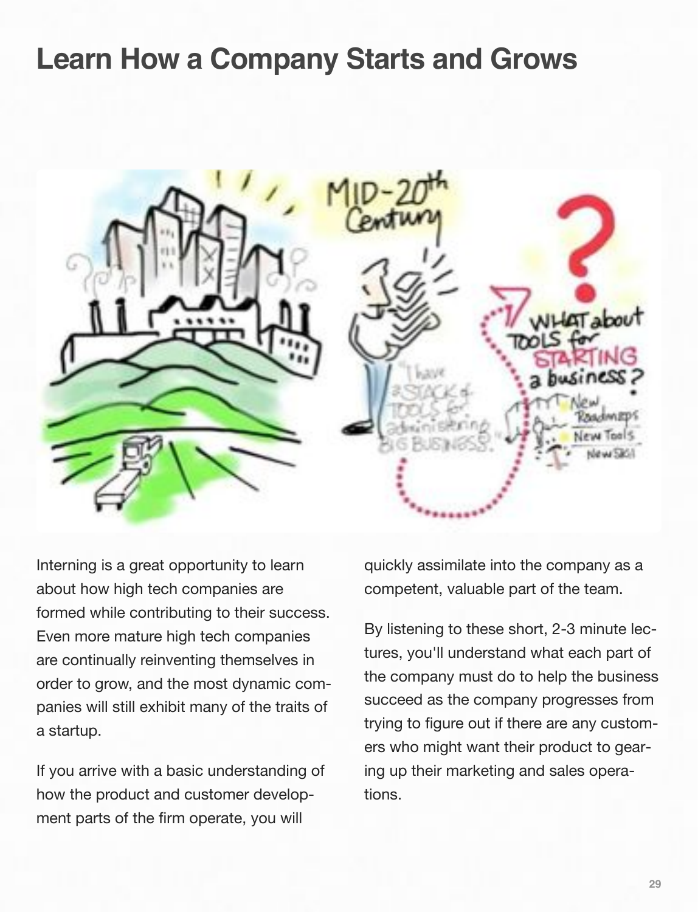# Learn How a Company Starts and Grows

Interning is a great opportunity to learn about how high tech companies are formed while contributing to their success. Even more mature high tech companies are continually reinventing themselves in order to grow, and the most dynamic companies will still exhibit many of the traits of a startup.

If you arrive with a basic understanding of how the product and customer development parts of the firm operate, you will quickly assimilate into the company as a competent, valuable part of the team.

By listening to these short, 2-3 minute lectures, you'll understand what each part of the company must do to help the business succeed as the company progresses from trying to figure out if there are any customers who might want their product to gearing up their marketing and sales operations.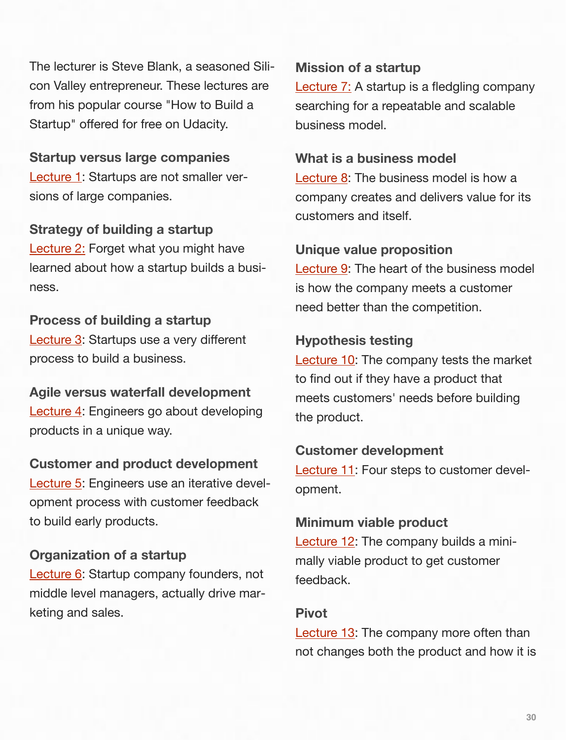The lecturer is Steve Blank, a seasoned Silicon Valley entrepreneur. These lectures are from his popular course "How to Build a Startup" offered for free on Udacity.

**Startup versus large companies**
Lecture 1: Startups are not smaller versions of large companies.

**Strategy of building a startup**
Lecture 2: Forget what you might have learned about how a startup builds a business.

**Process of building a startup**
Lecture 3: Startups use a very different process to build a business.

**Agile versus waterfall development**
Lecture 4: Engineers go about developing products in a unique way.

**Customer and product development**
Lecture 5: Engineers use an iterative development process with customer feedback to build early products.

**Organization of a startup**
Lecture 6: Startup company founders, not middle level managers, actually drive marketing and sales.

**Mission of a startup**
Lecture 7: A startup is a fledgling company searching for a repeatable and scalable business model.

**What is a business model**
Lecture 8: The business model is how a company creates and delivers value for its customers and itself.

**Unique value proposition**
Lecture 9: The heart of the business model is how the company meets a customer need better than the competition.

**Hypothesis testing**
Lecture 10: The company tests the market to find out if they have a product that meets customers' needs before building the product.

**Customer development**
Lecture 11: Four steps to customer development.

**Minimum viable product**
Lecture 12: The company builds a minimally viable product to get customer feedback.

**Pivot**
Lecture 13: The company more often than not changes both the product and how it is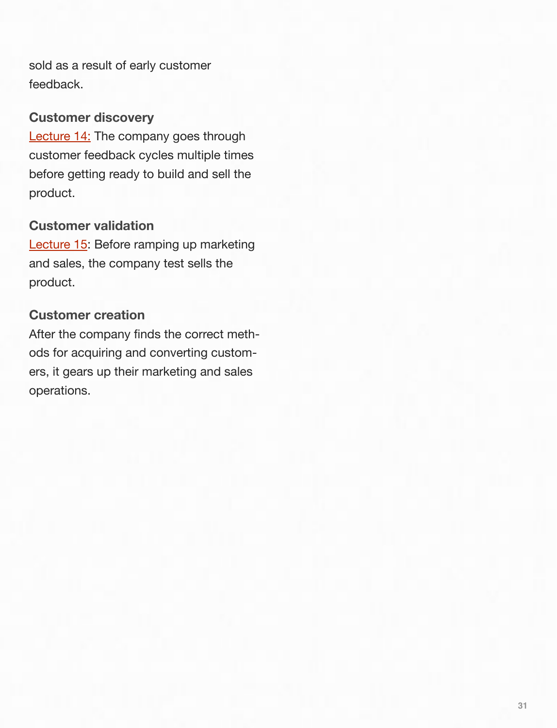sold as a result of early customer feedback.

**Customer discovery**

Lecture 14: The company goes through customer feedback cycles multiple times before getting ready to build and sell the product.

**Customer validation**

Lecture 15: Before ramping up marketing and sales, the company test sells the product.

**Customer creation**

After the company finds the correct methods for acquiring and converting customers, it gears up their marketing and sales operations.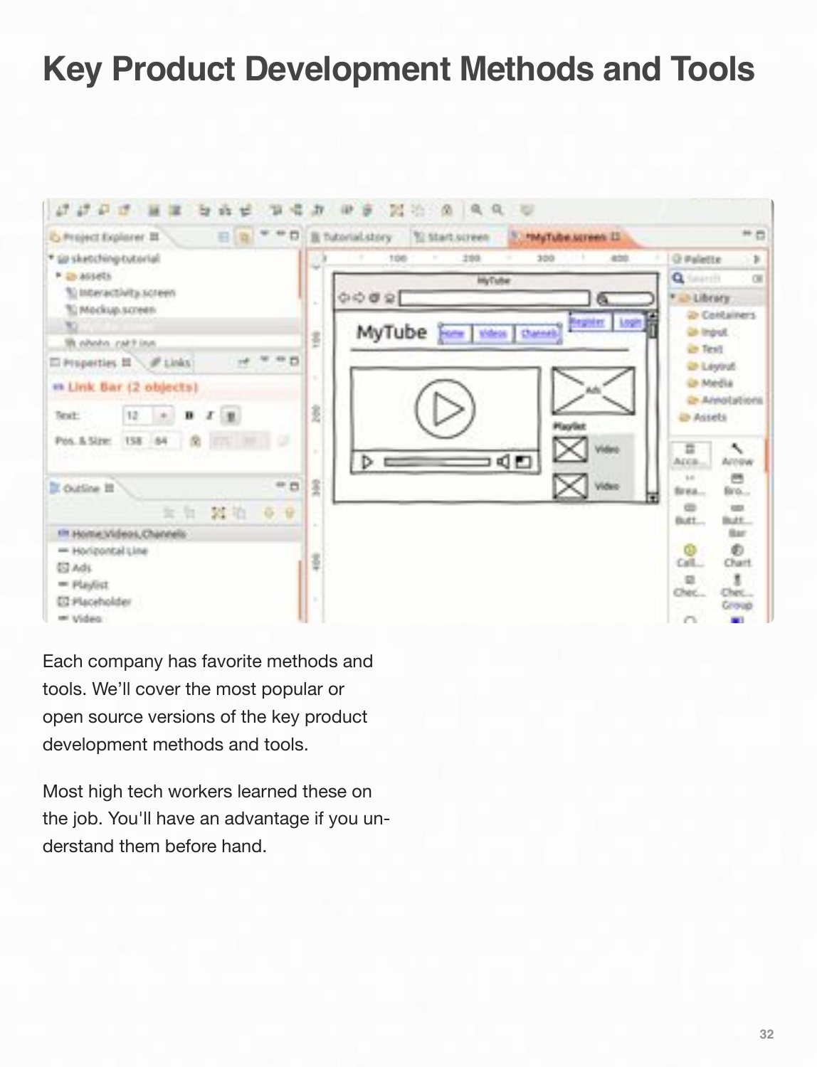# Key Product Development Methods and Tools

Each company has favorite methods and tools. We'll cover the most popular or open source versions of the key product development methods and tools.

Most high tech workers learned these on the job. You'll have an advantage if you understand them before hand.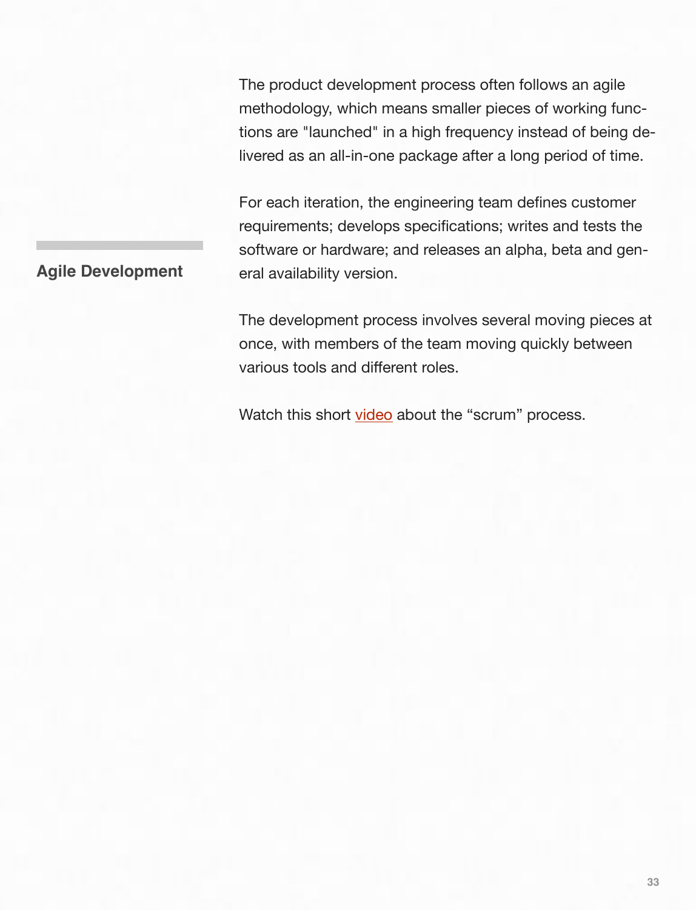## Agile Development

The product development process often follows an agile methodology, which means smaller pieces of working functions are "launched" in a high frequency instead of being delivered as an all-in-one package after a long period of time.

For each iteration, the engineering team defines customer requirements; develops specifications; writes and tests the software or hardware; and releases an alpha, beta and general availability version.

The development process involves several moving pieces at once, with members of the team moving quickly between various tools and different roles.

Watch this short video about the “scrum” process.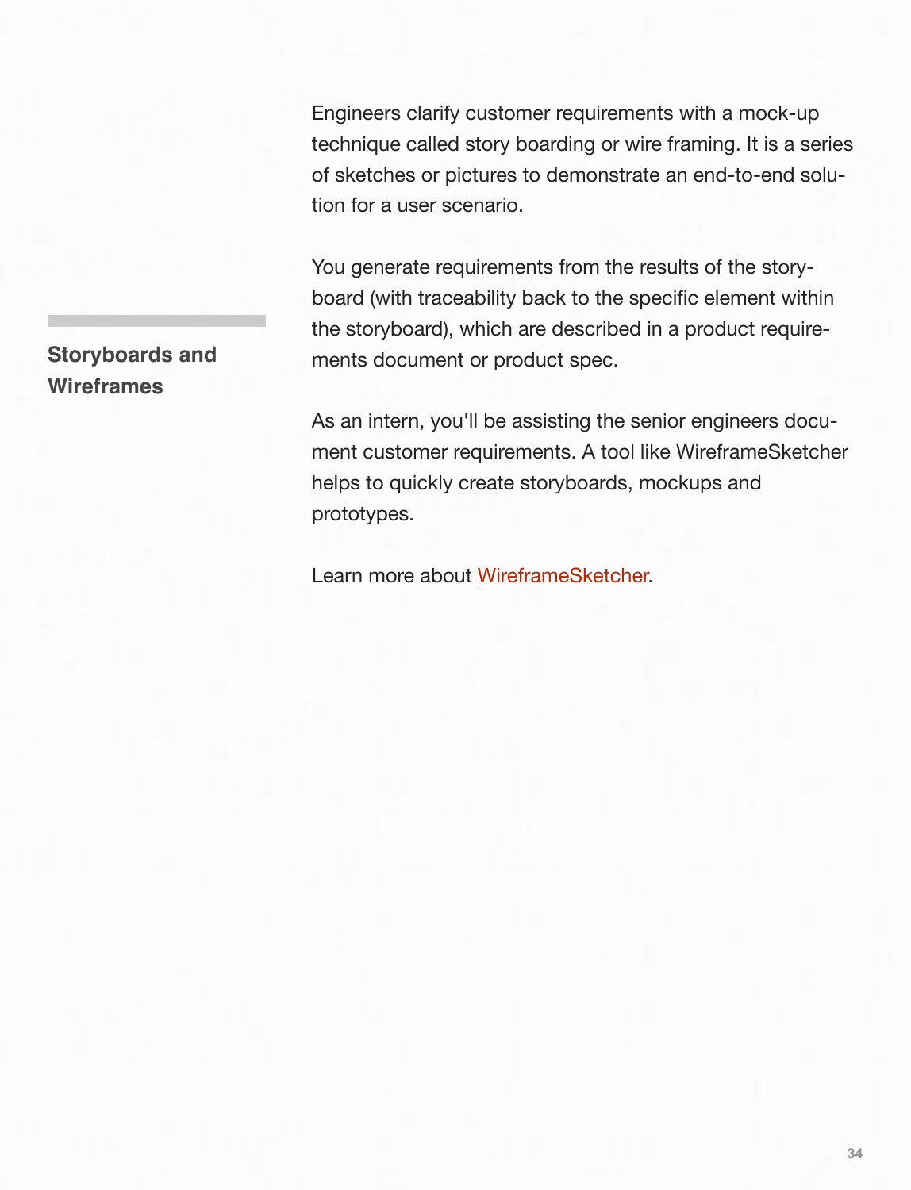## Storyboards and Wireframes

Engineers clarify customer requirements with a mock-up technique called story boarding or wire framing. It is a series of sketches or pictures to demonstrate an end-to-end solution for a user scenario.

You generate requirements from the results of the storyboard (with traceability back to the specific element within the storyboard), which are described in a product requirements document or product spec.

As an intern, you'll be assisting the senior engineers document customer requirements. A tool like WireframeSketcher helps to quickly create storyboards, mockups and prototypes.

Learn more about WireframeSketcher.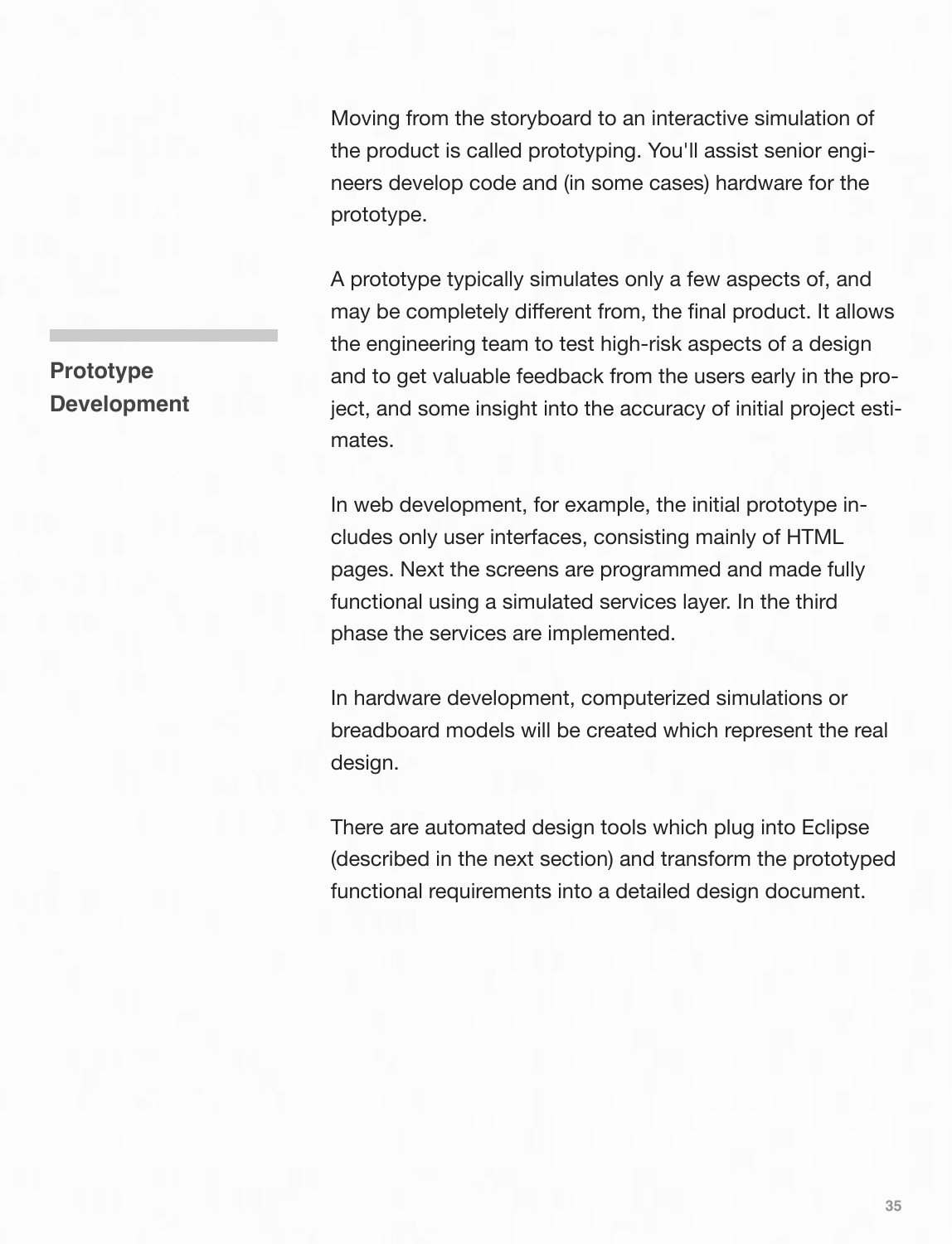## Prototype Development

Moving from the storyboard to an interactive simulation of the product is called prototyping. You'll assist senior engineers develop code and (in some cases) hardware for the prototype.

A prototype typically simulates only a few aspects of, and may be completely different from, the final product. It allows the engineering team to test high-risk aspects of a design and to get valuable feedback from the users early in the project, and some insight into the accuracy of initial project estimates.

In web development, for example, the initial prototype includes only user interfaces, consisting mainly of HTML pages. Next the screens are programmed and made fully functional using a simulated services layer. In the third phase the services are implemented.

In hardware development, computerized simulations or breadboard models will be created which represent the real design.

There are automated design tools which plug into Eclipse (described in the next section) and transform the prototyped functional requirements into a detailed design document.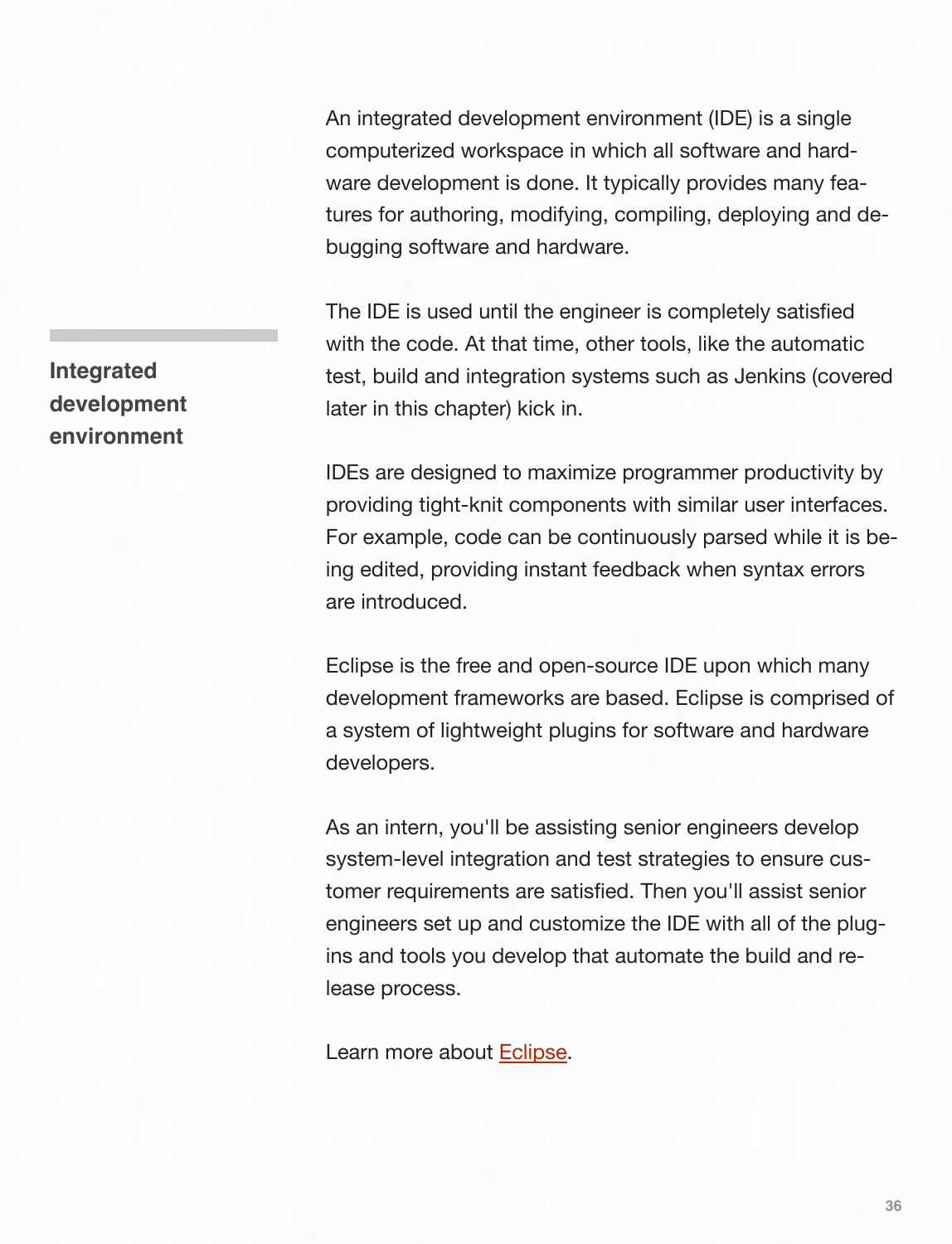## Integrated development environment

An integrated development environment (IDE) is a single computerized workspace in which all software and hardware development is done. It typically provides many features for authoring, modifying, compiling, deploying and debugging software and hardware.

The IDE is used until the engineer is completely satisfied with the code. At that time, other tools, like the automatic test, build and integration systems such as Jenkins (covered later in this chapter) kick in.

IDEs are designed to maximize programmer productivity by providing tight-knit components with similar user interfaces. For example, code can be continuously parsed while it is being edited, providing instant feedback when syntax errors are introduced.

Eclipse is the free and open-source IDE upon which many development frameworks are based. Eclipse is comprised of a system of lightweight plugins for software and hardware developers.

As an intern, you'll be assisting senior engineers develop system-level integration and test strategies to ensure customer requirements are satisfied. Then you'll assist senior engineers set up and customize the IDE with all of the plug-ins and tools you develop that automate the build and release process.

Learn more about Eclipse.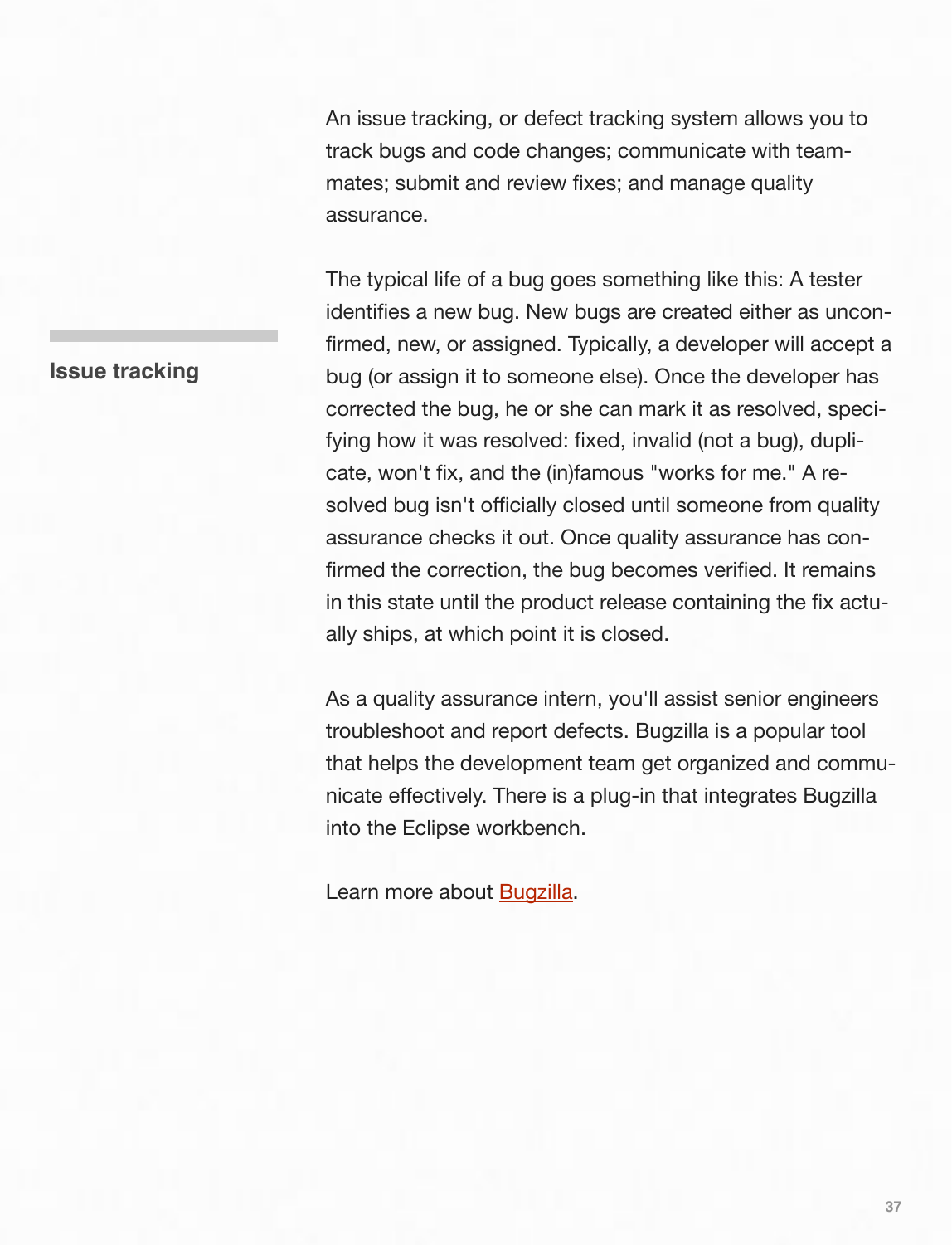## Issue tracking

An issue tracking, or defect tracking system allows you to track bugs and code changes; communicate with teammates; submit and review fixes; and manage quality assurance.

The typical life of a bug goes something like this: A tester identifies a new bug. New bugs are created either as unconfirmed, new, or assigned. Typically, a developer will accept a bug (or assign it to someone else). Once the developer has corrected the bug, he or she can mark it as resolved, specifying how it was resolved: fixed, invalid (not a bug), duplicate, won't fix, and the (in)famous "works for me." A resolved bug isn't officially closed until someone from quality assurance checks it out. Once quality assurance has confirmed the correction, the bug becomes verified. It remains in this state until the product release containing the fix actually ships, at which point it is closed.

As a quality assurance intern, you'll assist senior engineers troubleshoot and report defects. Bugzilla is a popular tool that helps the development team get organized and communicate effectively. There is a plug-in that integrates Bugzilla into the Eclipse workbench.

Learn more about Bugzilla.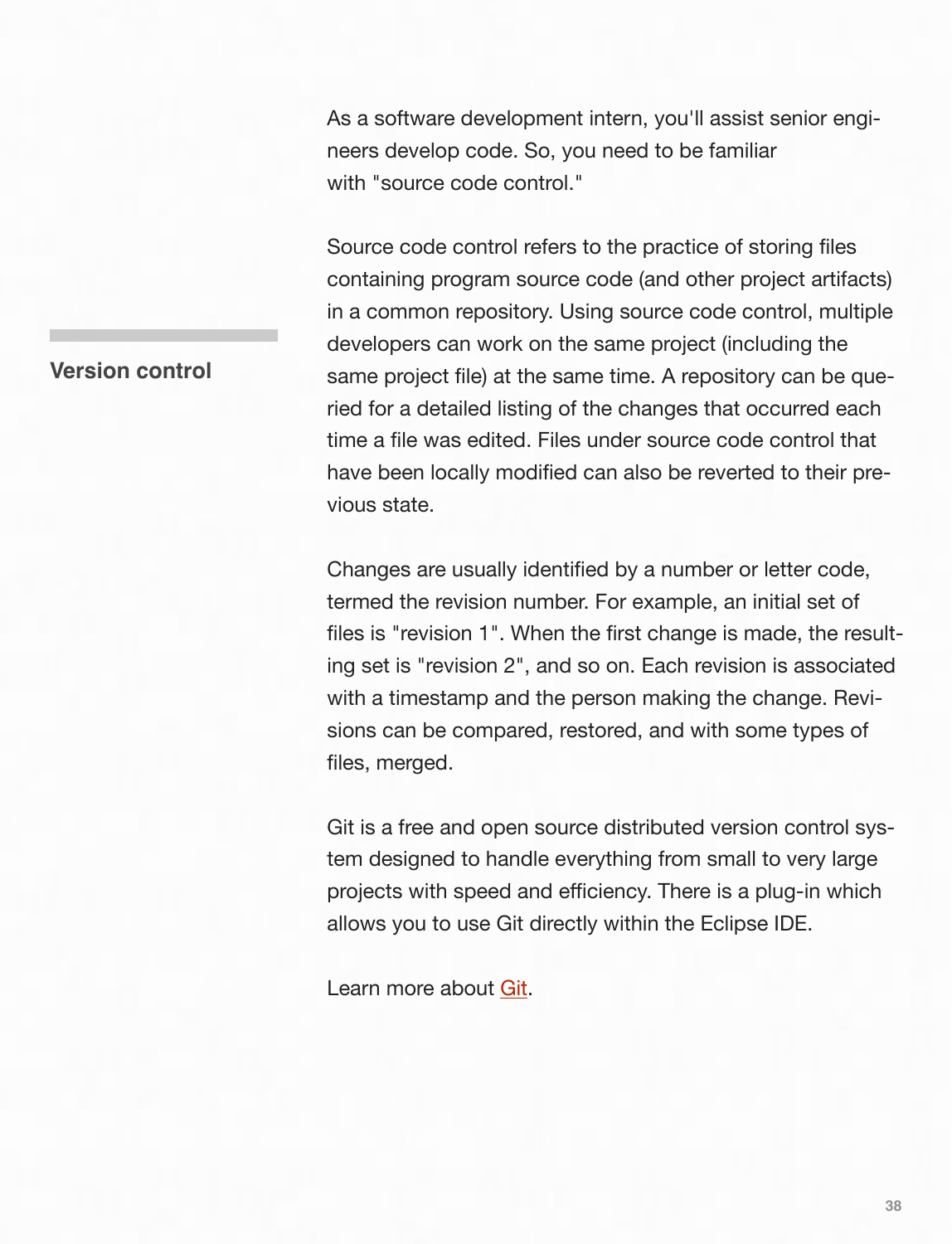## Version control

As a software development intern, you'll assist senior engineers develop code. So, you need to be familiar with "source code control."

Source code control refers to the practice of storing files containing program source code (and other project artifacts) in a common repository. Using source code control, multiple developers can work on the same project (including the same project file) at the same time. A repository can be queried for a detailed listing of the changes that occurred each time a file was edited. Files under source code control that have been locally modified can also be reverted to their previous state.

Changes are usually identified by a number or letter code, termed the revision number. For example, an initial set of files is "revision 1". When the first change is made, the resulting set is "revision 2", and so on. Each revision is associated with a timestamp and the person making the change. Revisions can be compared, restored, and with some types of files, merged.

Git is a free and open source distributed version control system designed to handle everything from small to very large projects with speed and efficiency. There is a plug-in which allows you to use Git directly within the Eclipse IDE.

Learn more about Git.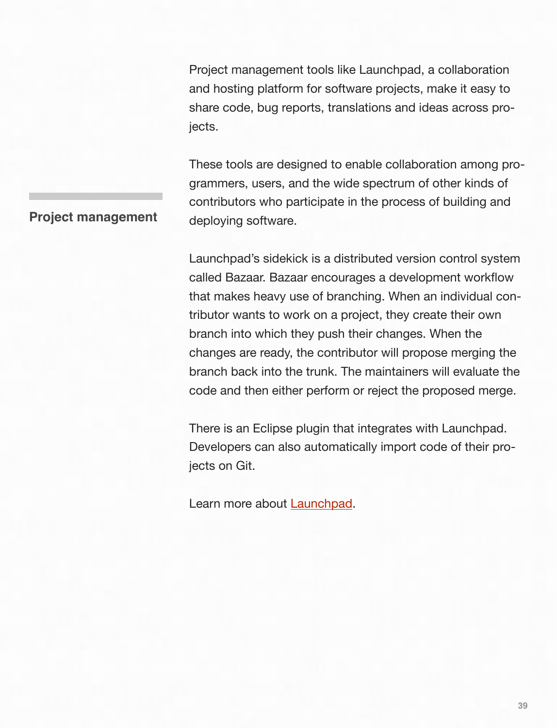## Project management

Project management tools like Launchpad, a collaboration and hosting platform for software projects, make it easy to share code, bug reports, translations and ideas across projects.

These tools are designed to enable collaboration among programmers, users, and the wide spectrum of other kinds of contributors who participate in the process of building and deploying software.

Launchpad's sidekick is a distributed version control system called Bazaar. Bazaar encourages a development workflow that makes heavy use of branching. When an individual contributor wants to work on a project, they create their own branch into which they push their changes. When the changes are ready, the contributor will propose merging the branch back into the trunk. The maintainers will evaluate the code and then either perform or reject the proposed merge.

There is an Eclipse plugin that integrates with Launchpad. Developers can also automatically import code of their projects on Git.

Learn more about Launchpad.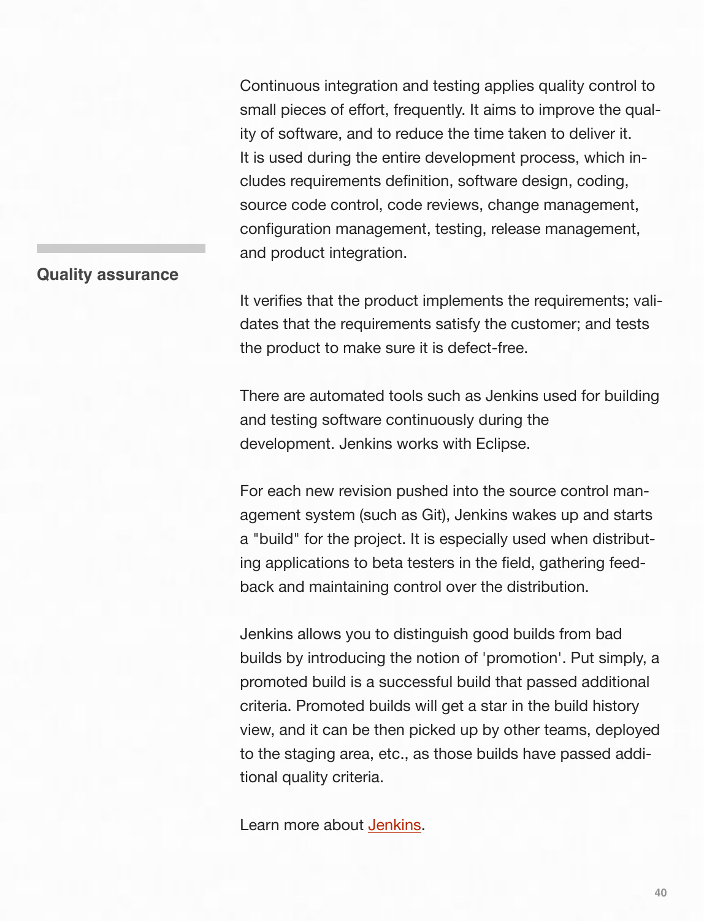Continuous integration and testing applies quality control to small pieces of effort, frequently. It aims to improve the quality of software, and to reduce the time taken to deliver it. It is used during the entire development process, which includes requirements definition, software design, coding, source code control, code reviews, change management, configuration management, testing, release management, and product integration.

## Quality assurance

It verifies that the product implements the requirements; validates that the requirements satisfy the customer; and tests the product to make sure it is defect-free.

There are automated tools such as Jenkins used for building and testing software continuously during the development. Jenkins works with Eclipse.

For each new revision pushed into the source control management system (such as Git), Jenkins wakes up and starts a "build" for the project. It is especially used when distributing applications to beta testers in the field, gathering feedback and maintaining control over the distribution.

Jenkins allows you to distinguish good builds from bad builds by introducing the notion of 'promotion'. Put simply, a promoted build is a successful build that passed additional criteria. Promoted builds will get a star in the build history view, and it can be then picked up by other teams, deployed to the staging area, etc., as those builds have passed additional quality criteria.

Learn more about Jenkins.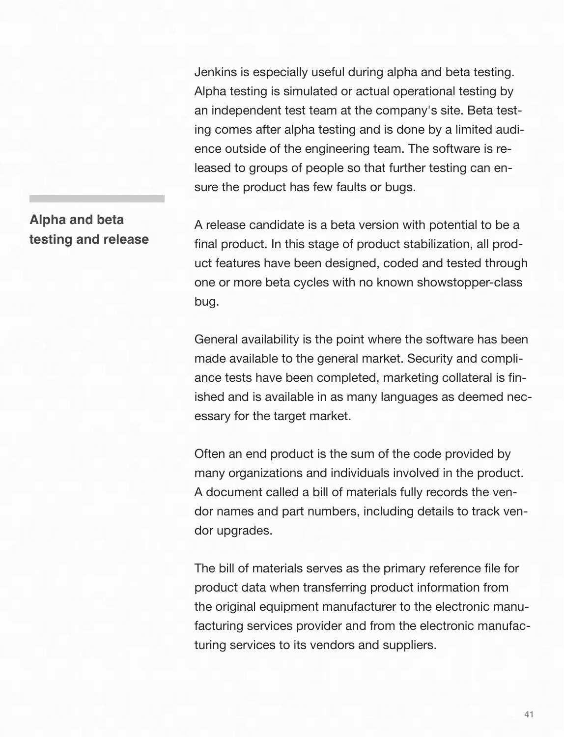Jenkins is especially useful during alpha and beta testing. Alpha testing is simulated or actual operational testing by an independent test team at the company's site. Beta testing comes after alpha testing and is done by a limited audience outside of the engineering team. The software is released to groups of people so that further testing can ensure the product has few faults or bugs.

## Alpha and beta testing and release

A release candidate is a beta version with potential to be a final product. In this stage of product stabilization, all product features have been designed, coded and tested through one or more beta cycles with no known showstopper-class bug.

General availability is the point where the software has been made available to the general market. Security and compliance tests have been completed, marketing collateral is finished and is available in as many languages as deemed necessary for the target market.

Often an end product is the sum of the code provided by many organizations and individuals involved in the product. A document called a bill of materials fully records the vendor names and part numbers, including details to track vendor upgrades.

The bill of materials serves as the primary reference file for product data when transferring product information from the original equipment manufacturer to the electronic manufacturing services provider and from the electronic manufacturing services to its vendors and suppliers.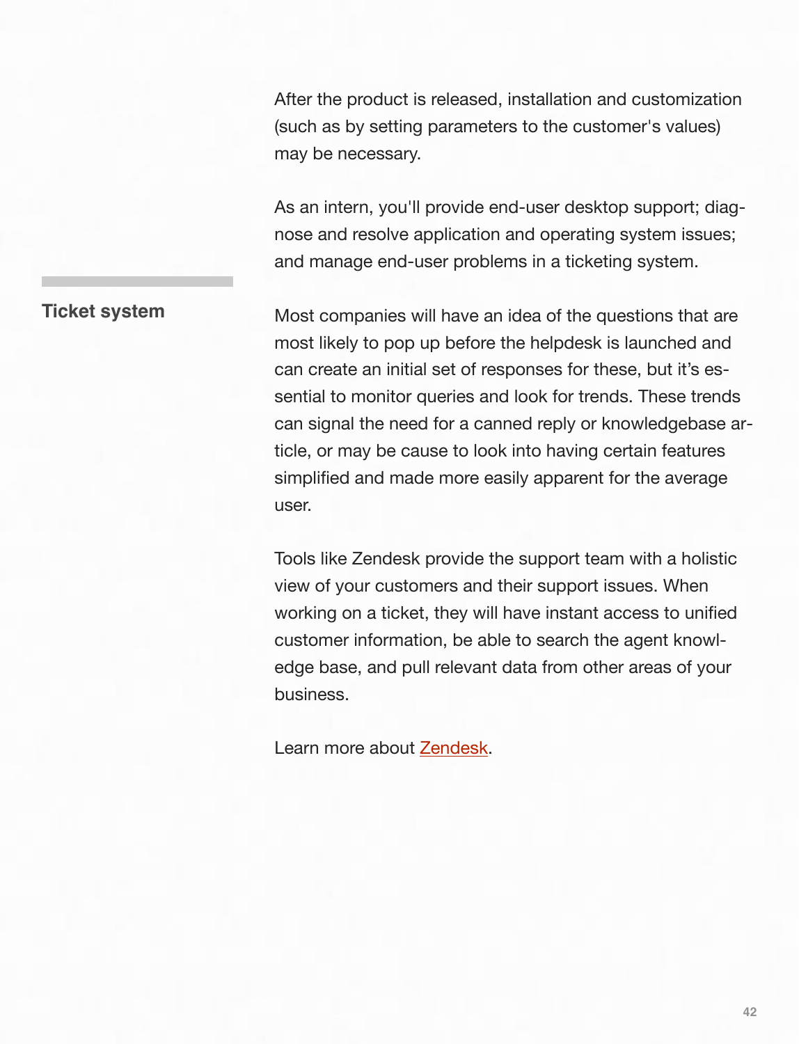After the product is released, installation and customization (such as by setting parameters to the customer's values) may be necessary.

As an intern, you'll provide end-user desktop support; diagnose and resolve application and operating system issues; and manage end-user problems in a ticketing system.

## Ticket system

Most companies will have an idea of the questions that are most likely to pop up before the helpdesk is launched and can create an initial set of responses for these, but it's essential to monitor queries and look for trends. These trends can signal the need for a canned reply or knowledgebase article, or may be cause to look into having certain features simplified and made more easily apparent for the average user.

Tools like Zendesk provide the support team with a holistic view of your customers and their support issues. When working on a ticket, they will have instant access to unified customer information, be able to search the agent knowledge base, and pull relevant data from other areas of your business.

Learn more about Zendesk.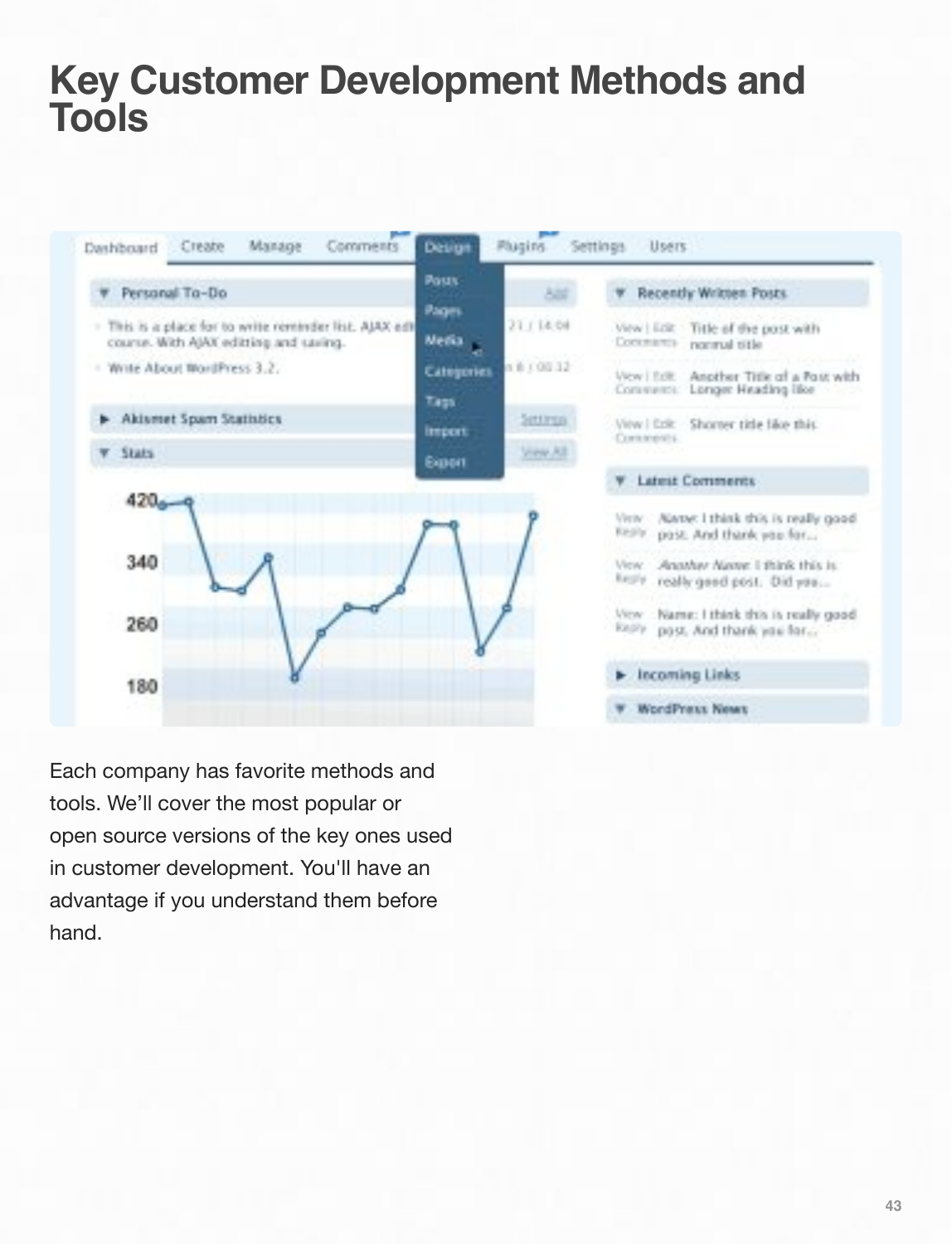# Key Customer Development Methods and Tools

Each company has favorite methods and tools. We'll cover the most popular or open source versions of the key ones used in customer development. You'll have an advantage if you understand them before hand.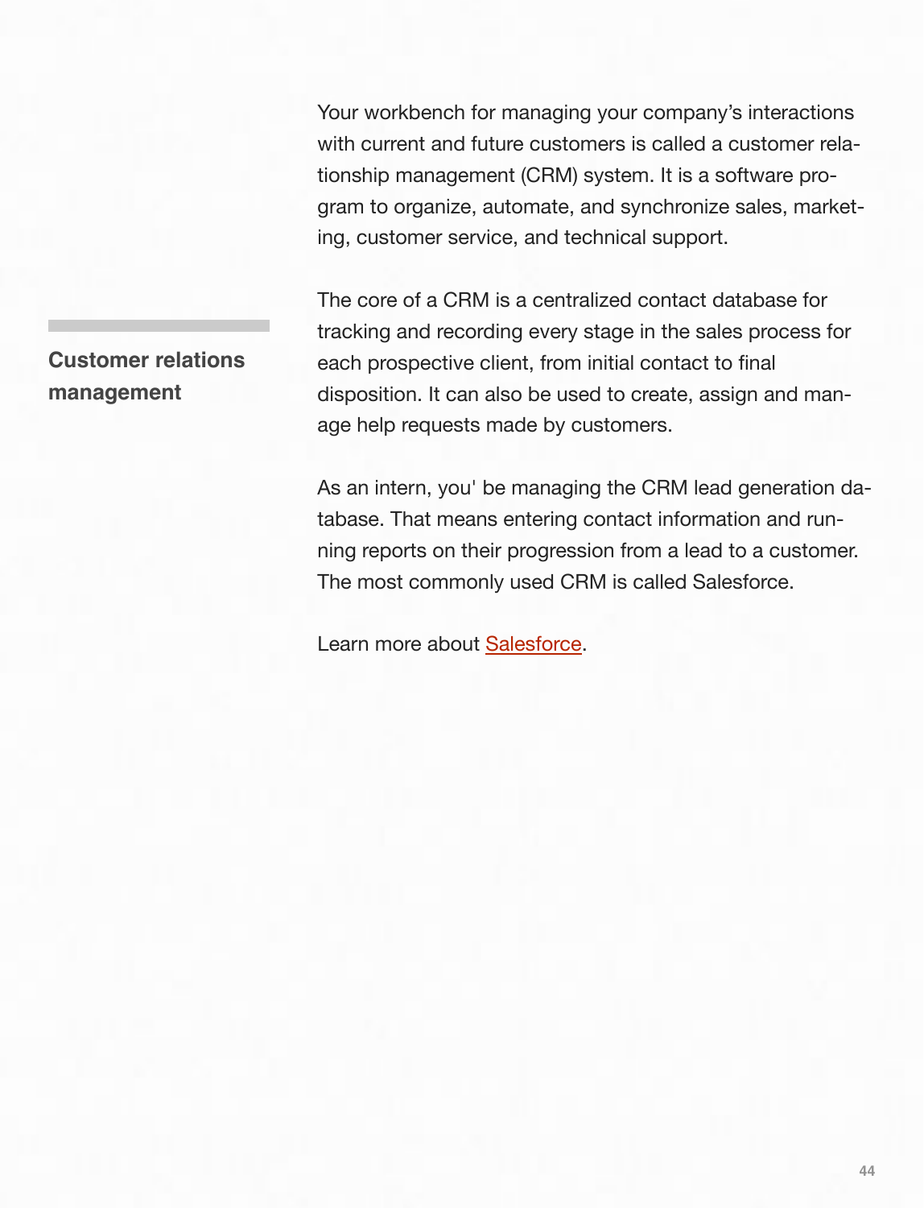## Customer relations management

Your workbench for managing your company's interactions with current and future customers is called a customer relationship management (CRM) system. It is a software program to organize, automate, and synchronize sales, marketing, customer service, and technical support.

The core of a CRM is a centralized contact database for tracking and recording every stage in the sales process for each prospective client, from initial contact to final disposition. It can also be used to create, assign and manage help requests made by customers.

As an intern, you' be managing the CRM lead generation database. That means entering contact information and running reports on their progression from a lead to a customer. The most commonly used CRM is called Salesforce.

Learn more about Salesforce.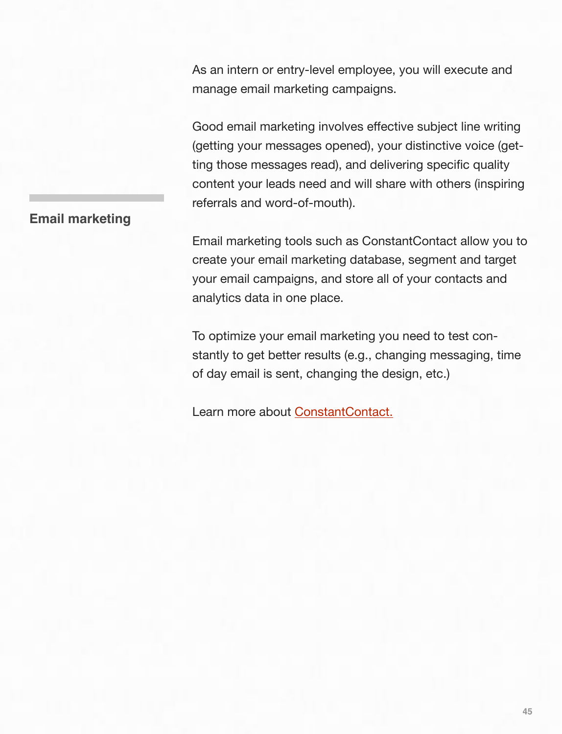## Email marketing

As an intern or entry-level employee, you will execute and manage email marketing campaigns.

Good email marketing involves effective subject line writing (getting your messages opened), your distinctive voice (getting those messages read), and delivering specific quality content your leads need and will share with others (inspiring referrals and word-of-mouth).

Email marketing tools such as ConstantContact allow you to create your email marketing database, segment and target your email campaigns, and store all of your contacts and analytics data in one place.

To optimize your email marketing you need to test constantly to get better results (e.g., changing messaging, time of day email is sent, changing the design, etc.)

Learn more about ConstantContact.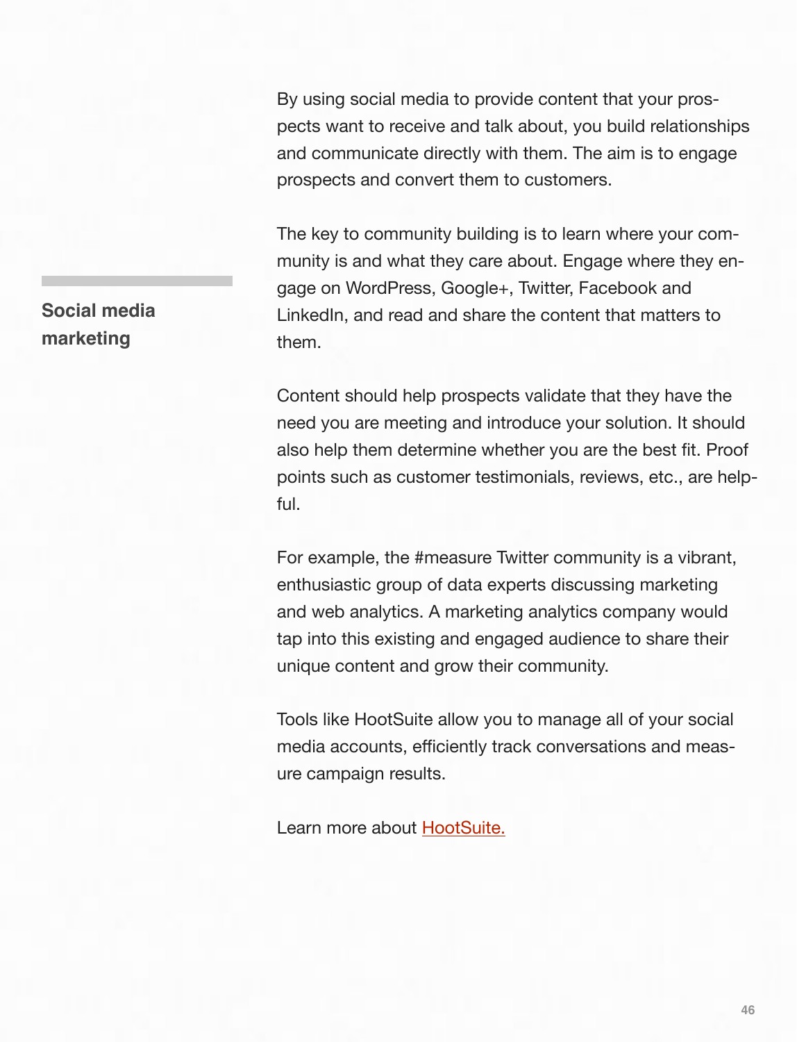## Social media marketing

By using social media to provide content that your prospects want to receive and talk about, you build relationships and communicate directly with them. The aim is to engage prospects and convert them to customers.

The key to community building is to learn where your community is and what they care about. Engage where they engage on WordPress, Google+, Twitter, Facebook and LinkedIn, and read and share the content that matters to them.

Content should help prospects validate that they have the need you are meeting and introduce your solution. It should also help them determine whether you are the best fit. Proof points such as customer testimonials, reviews, etc., are helpful.

For example, the #measure Twitter community is a vibrant, enthusiastic group of data experts discussing marketing and web analytics. A marketing analytics company would tap into this existing and engaged audience to share their unique content and grow their community.

Tools like HootSuite allow you to manage all of your social media accounts, efficiently track conversations and measure campaign results.

Learn more about HootSuite.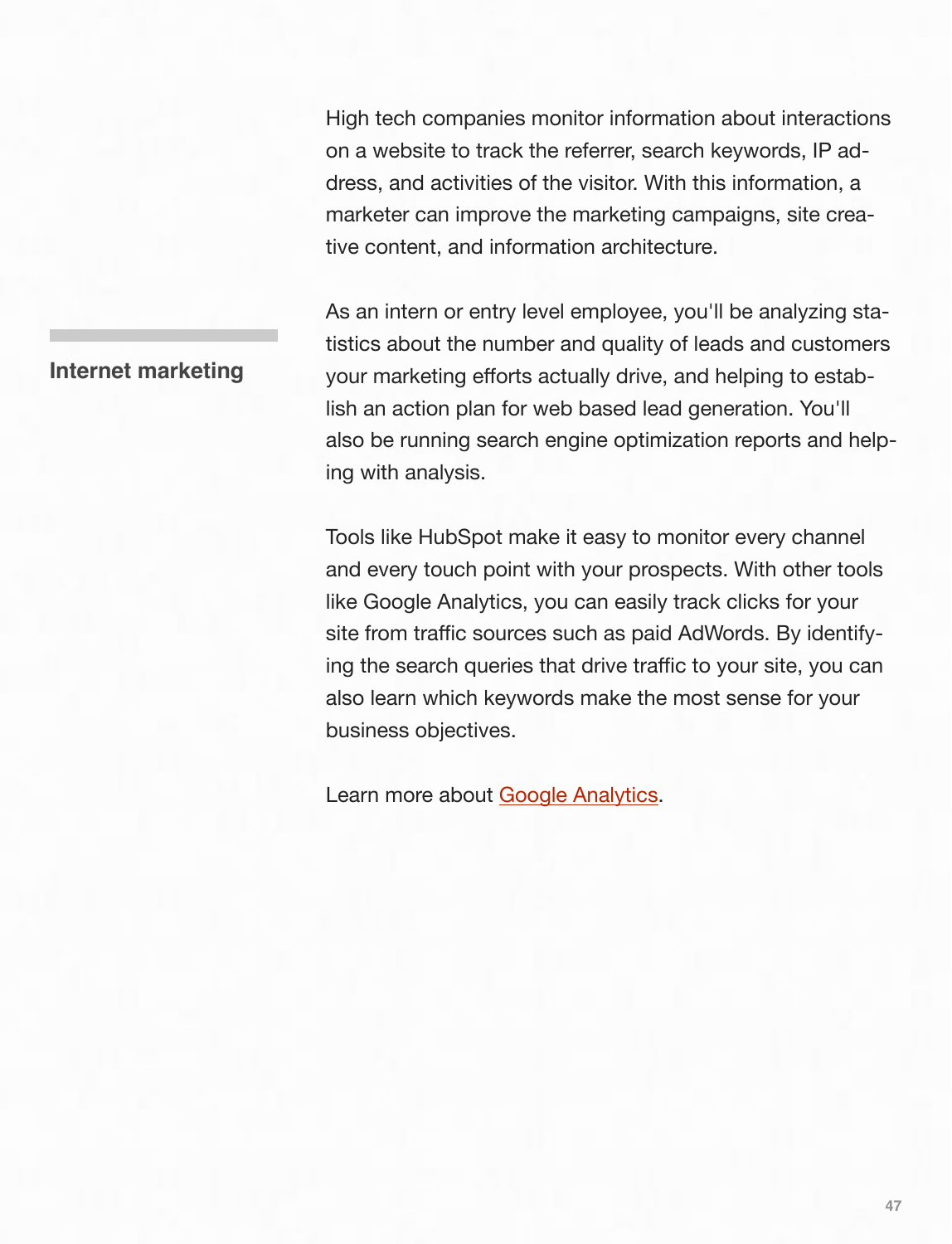High tech companies monitor information about interactions on a website to track the referrer, search keywords, IP address, and activities of the visitor. With this information, a marketer can improve the marketing campaigns, site creative content, and information architecture.

## Internet marketing

As an intern or entry level employee, you'll be analyzing statistics about the number and quality of leads and customers your marketing efforts actually drive, and helping to establish an action plan for web based lead generation. You'll also be running search engine optimization reports and helping with analysis.

Tools like HubSpot make it easy to monitor every channel and every touch point with your prospects. With other tools like Google Analytics, you can easily track clicks for your site from traffic sources such as paid AdWords. By identifying the search queries that drive traffic to your site, you can also learn which keywords make the most sense for your business objectives.

Learn more about Google Analytics.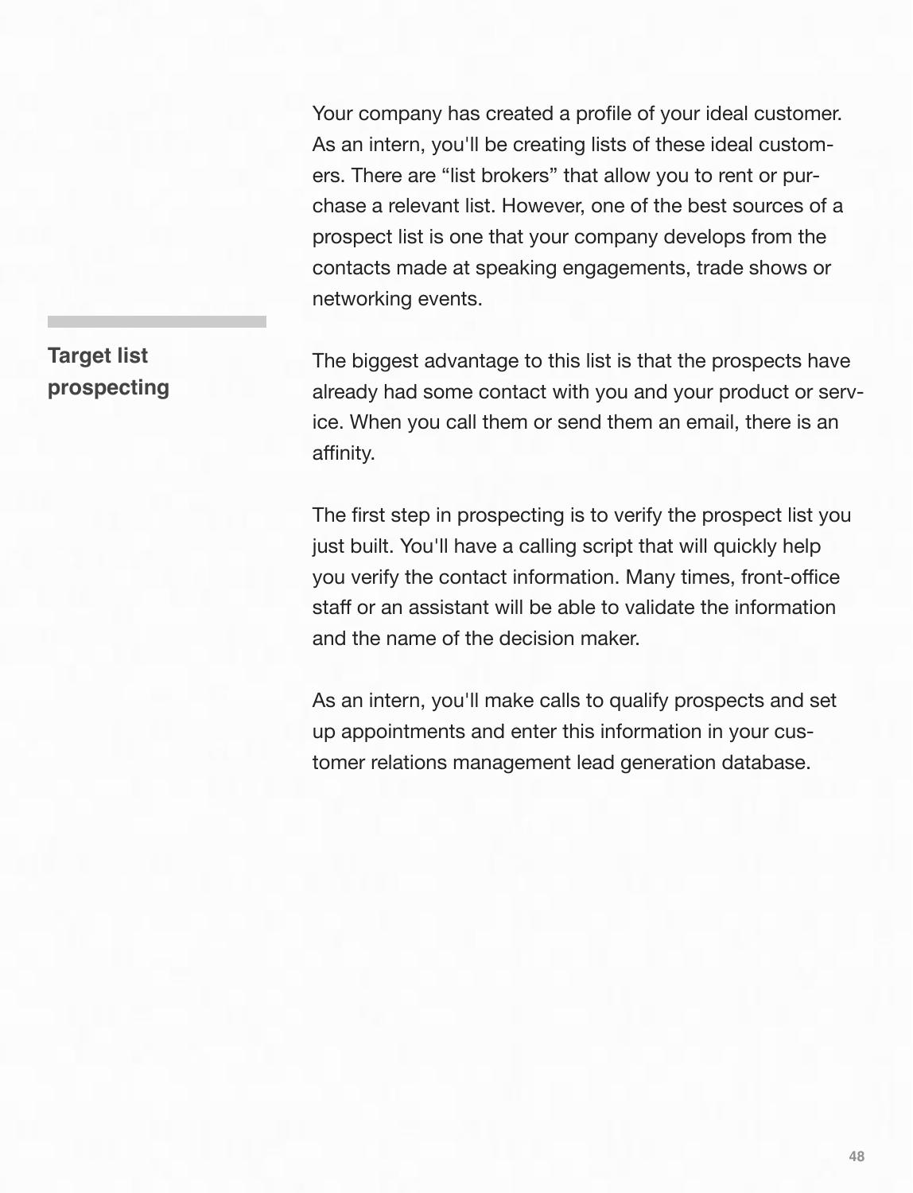Your company has created a profile of your ideal customer. As an intern, you'll be creating lists of these ideal customers. There are “list brokers” that allow you to rent or purchase a relevant list. However, one of the best sources of a prospect list is one that your company develops from the contacts made at speaking engagements, trade shows or networking events.

## Target list prospecting

The biggest advantage to this list is that the prospects have already had some contact with you and your product or service. When you call them or send them an email, there is an affinity.

The first step in prospecting is to verify the prospect list you just built. You'll have a calling script that will quickly help you verify the contact information. Many times, front-office staff or an assistant will be able to validate the information and the name of the decision maker.

As an intern, you'll make calls to qualify prospects and set up appointments and enter this information in your customer relations management lead generation database.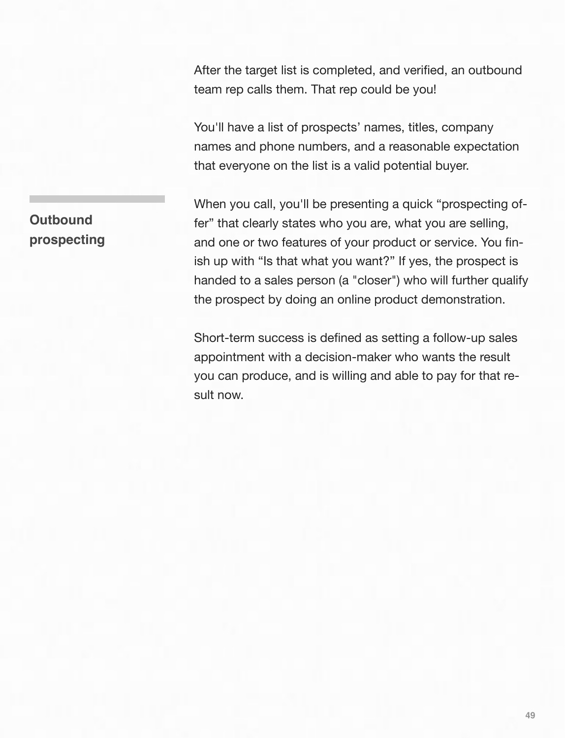After the target list is completed, and verified, an outbound team rep calls them. That rep could be you!

You'll have a list of prospects' names, titles, company names and phone numbers, and a reasonable expectation that everyone on the list is a valid potential buyer.

## Outbound prospecting

When you call, you'll be presenting a quick "prospecting offer" that clearly states who you are, what you are selling, and one or two features of your product or service. You finish up with "Is that what you want?" If yes, the prospect is handed to a sales person (a "closer") who will further qualify the prospect by doing an online product demonstration.

Short-term success is defined as setting a follow-up sales appointment with a decision-maker who wants the result you can produce, and is willing and able to pay for that result now.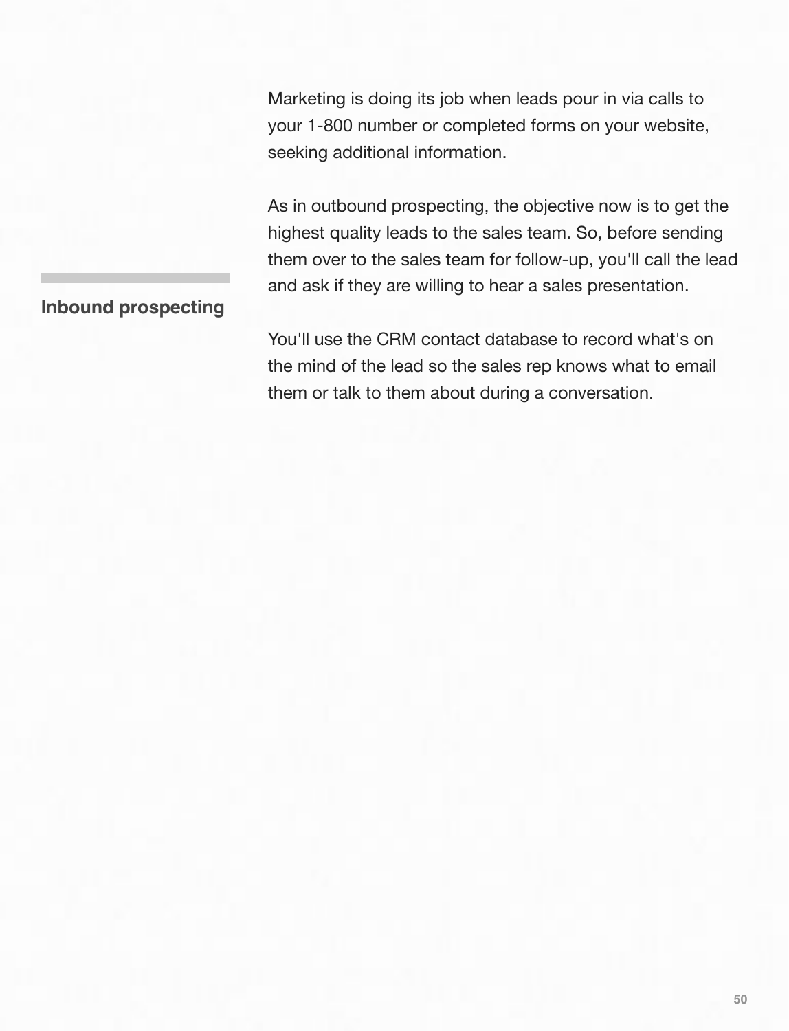## Inbound prospecting

Marketing is doing its job when leads pour in via calls to your 1-800 number or completed forms on your website, seeking additional information.

As in outbound prospecting, the objective now is to get the highest quality leads to the sales team. So, before sending them over to the sales team for follow-up, you'll call the lead and ask if they are willing to hear a sales presentation.

You'll use the CRM contact database to record what's on the mind of the lead so the sales rep knows what to email them or talk to them about during a conversation.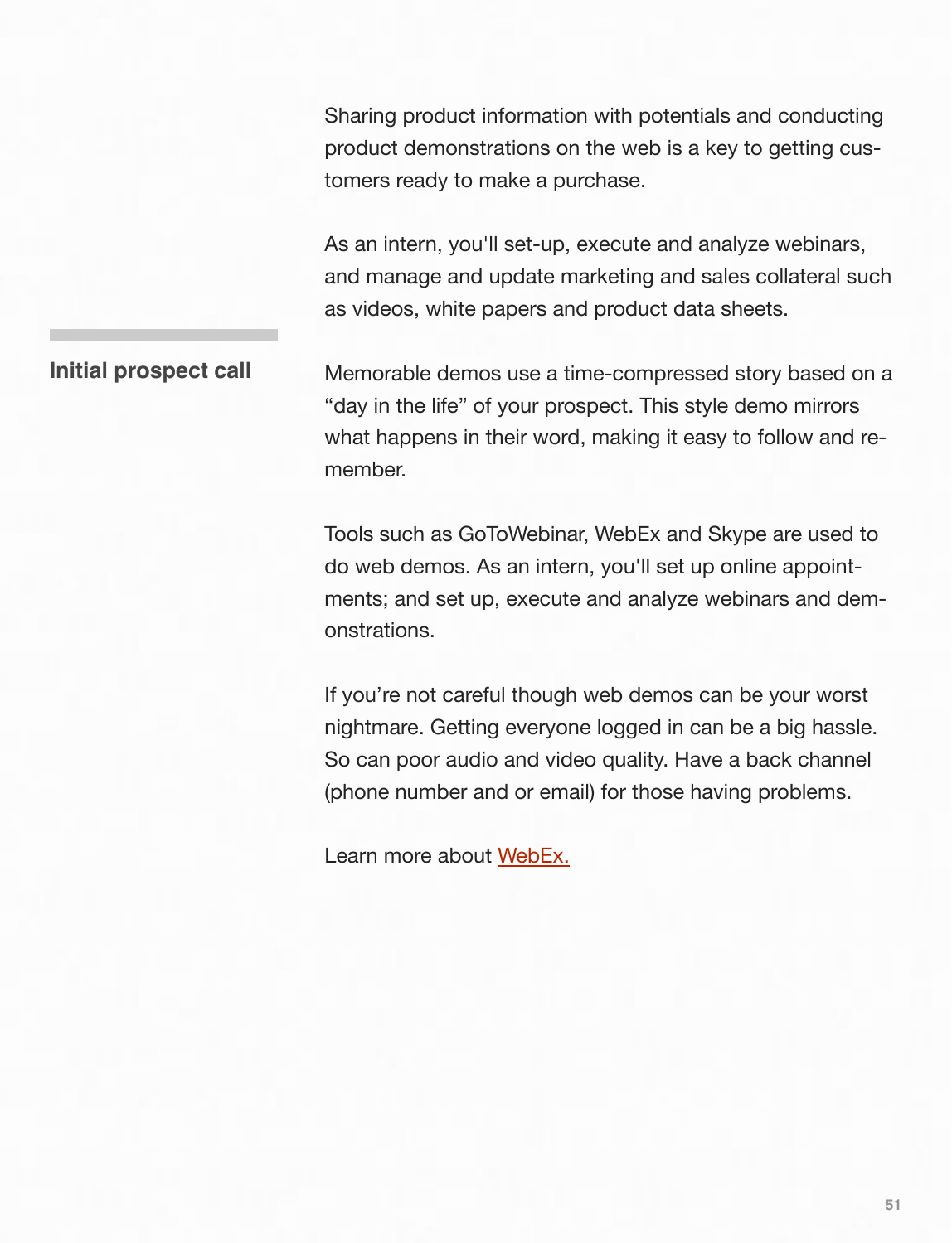Sharing product information with potentials and conducting product demonstrations on the web is a key to getting customers ready to make a purchase.

As an intern, you'll set-up, execute and analyze webinars, and manage and update marketing and sales collateral such as videos, white papers and product data sheets.

## Initial prospect call

Memorable demos use a time-compressed story based on a “day in the life” of your prospect. This style demo mirrors what happens in their word, making it easy to follow and remember.

Tools such as GoToWebinar, WebEx and Skype are used to do web demos. As an intern, you'll set up online appointments; and set up, execute and analyze webinars and demonstrations.

If you’re not careful though web demos can be your worst nightmare. Getting everyone logged in can be a big hassle. So can poor audio and video quality. Have a back channel (phone number and or email) for those having problems.

Learn more about WebEx.